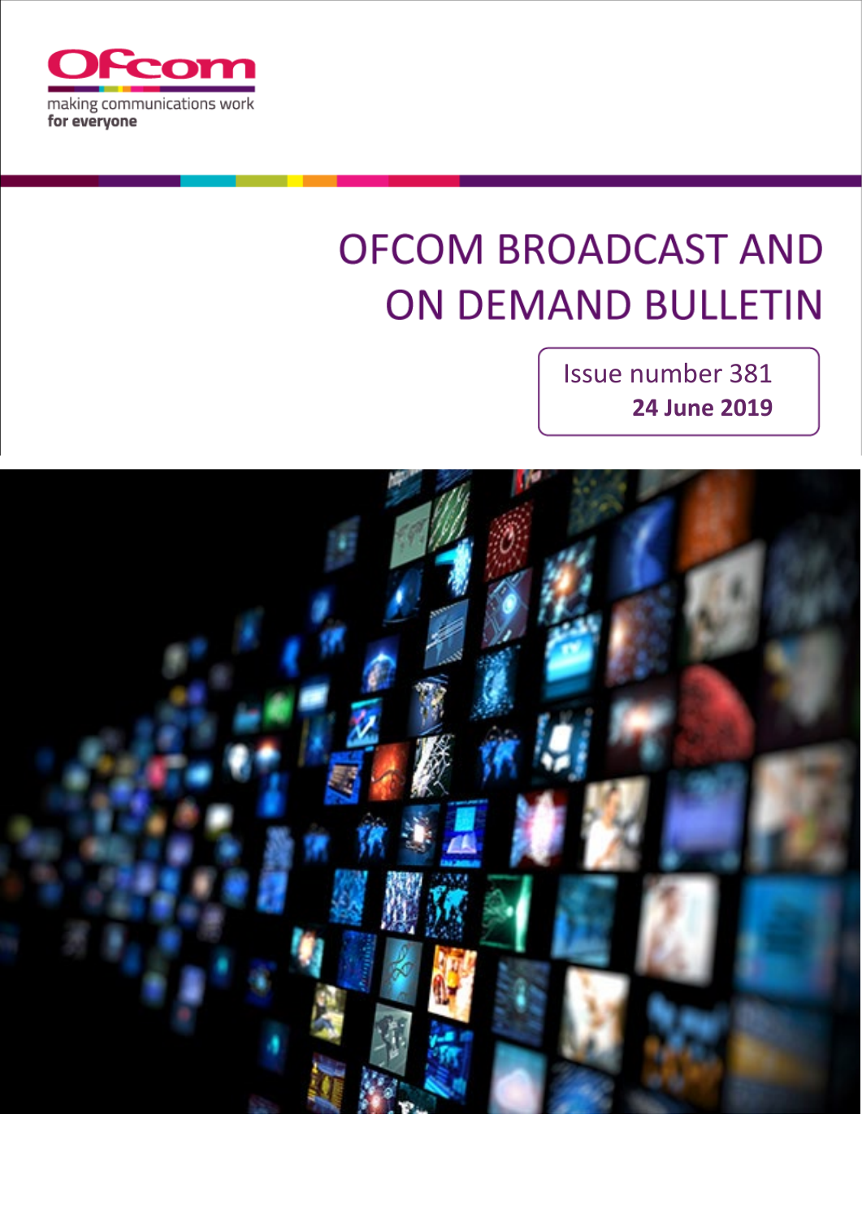Ofcom

making communications work
**for everyone**

# OFCOM BROADCAST AND ON DEMAND BULLETIN

Issue number 381
**24 June 2019**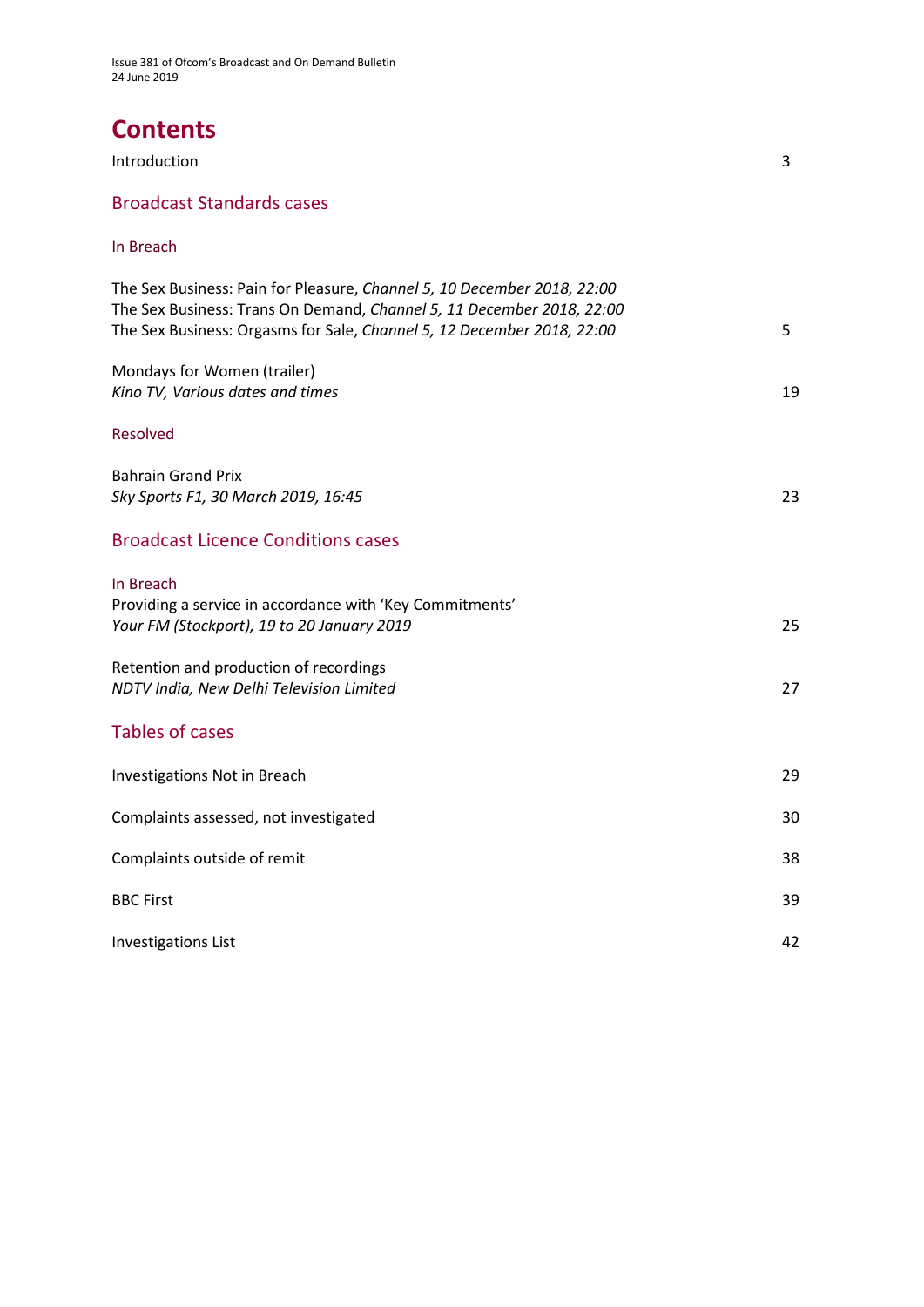# Contents

Introduction 3

## Broadcast Standards cases

### In Breach

The Sex Business: Pain for Pleasure, *Channel 5, 10 December 2018, 22:00*
The Sex Business: Trans On Demand, *Channel 5, 11 December 2018, 22:00*
The Sex Business: Orgasms for Sale, *Channel 5, 12 December 2018, 22:00* 5

Mondays for Women (trailer)
*Kino TV, Various dates and times* 19

### Resolved

Bahrain Grand Prix
*Sky Sports F1, 30 March 2019, 16:45* 23

## Broadcast Licence Conditions cases

### In Breach

Providing a service in accordance with 'Key Commitments'
*Your FM (Stockport), 19 to 20 January 2019* 25

Retention and production of recordings
*NDTV India, New Delhi Television Limited* 27

## Tables of cases

Investigations Not in Breach 29

Complaints assessed, not investigated 30

Complaints outside of remit 38

BBC First 39

Investigations List 42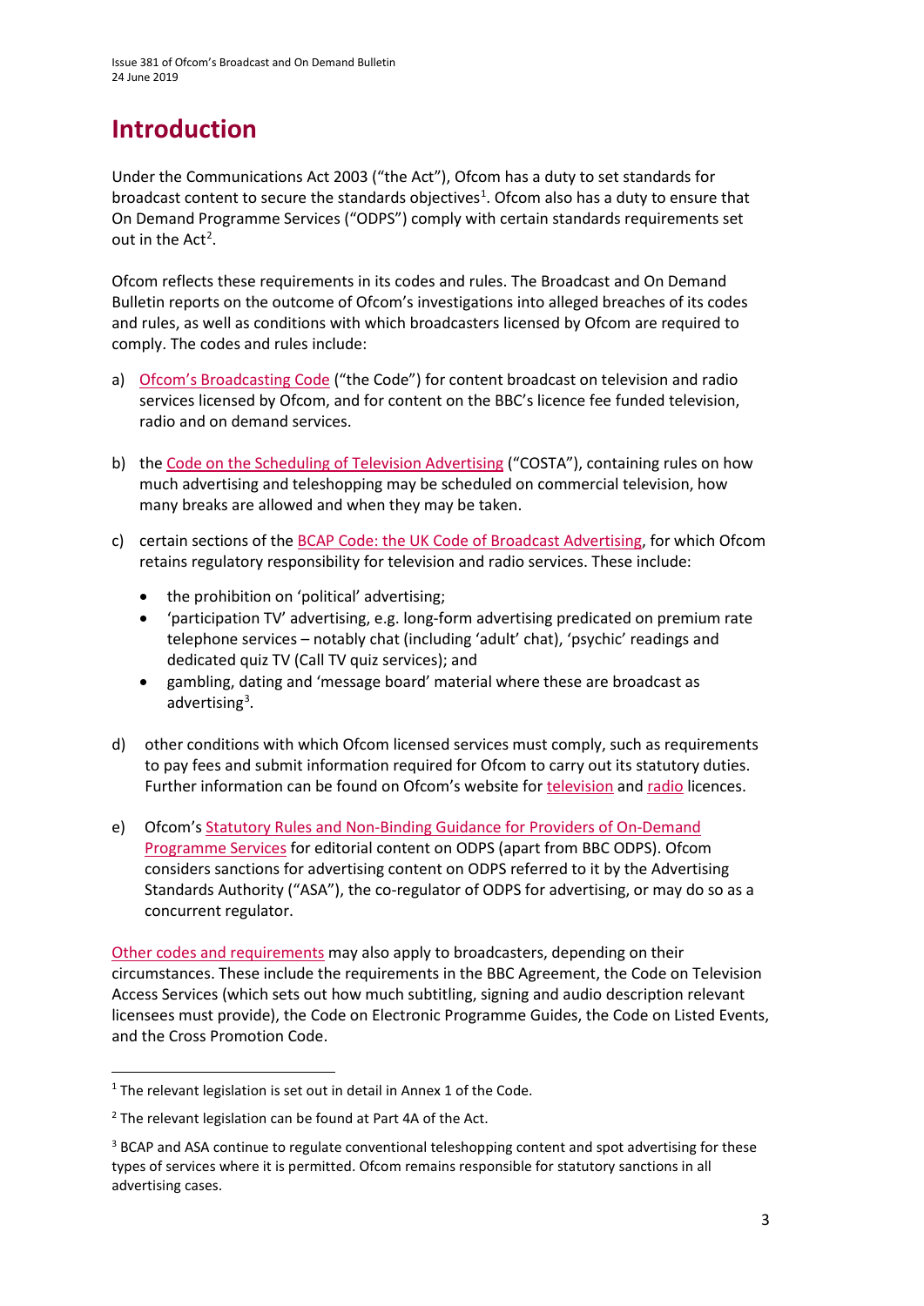# Introduction

Under the Communications Act 2003 ("the Act"), Ofcom has a duty to set standards for broadcast content to secure the standards objectives[1]. Ofcom also has a duty to ensure that On Demand Programme Services ("ODPS") comply with certain standards requirements set out in the Act[2].

Ofcom reflects these requirements in its codes and rules. The Broadcast and On Demand Bulletin reports on the outcome of Ofcom's investigations into alleged breaches of its codes and rules, as well as conditions with which broadcasters licensed by Ofcom are required to comply. The codes and rules include:

a) Ofcom's Broadcasting Code ("the Code") for content broadcast on television and radio services licensed by Ofcom, and for content on the BBC's licence fee funded television, radio and on demand services.

b) the Code on the Scheduling of Television Advertising ("COSTA"), containing rules on how much advertising and teleshopping may be scheduled on commercial television, how many breaks are allowed and when they may be taken.

c) certain sections of the BCAP Code: the UK Code of Broadcast Advertising, for which Ofcom retains regulatory responsibility for television and radio services. These include:
   - the prohibition on 'political' advertising;
   - 'participation TV' advertising, e.g. long-form advertising predicated on premium rate telephone services – notably chat (including 'adult' chat), 'psychic' readings and dedicated quiz TV (Call TV quiz services); and
   - gambling, dating and 'message board' material where these are broadcast as advertising[3].

d) other conditions with which Ofcom licensed services must comply, such as requirements to pay fees and submit information required for Ofcom to carry out its statutory duties. Further information can be found on Ofcom's website for television and radio licences.

e) Ofcom's Statutory Rules and Non-Binding Guidance for Providers of On-Demand Programme Services for editorial content on ODPS (apart from BBC ODPS). Ofcom considers sanctions for advertising content on ODPS referred to it by the Advertising Standards Authority ("ASA"), the co-regulator of ODPS for advertising, or may do so as a concurrent regulator.

Other codes and requirements may also apply to broadcasters, depending on their circumstances. These include the requirements in the BBC Agreement, the Code on Television Access Services (which sets out how much subtitling, signing and audio description relevant licensees must provide), the Code on Electronic Programme Guides, the Code on Listed Events, and the Cross Promotion Code.

---

[1] The relevant legislation is set out in detail in Annex 1 of the Code.

[2] The relevant legislation can be found at Part 4A of the Act.

[3] BCAP and ASA continue to regulate conventional teleshopping content and spot advertising for these types of services where it is permitted. Ofcom remains responsible for statutory sanctions in all advertising cases.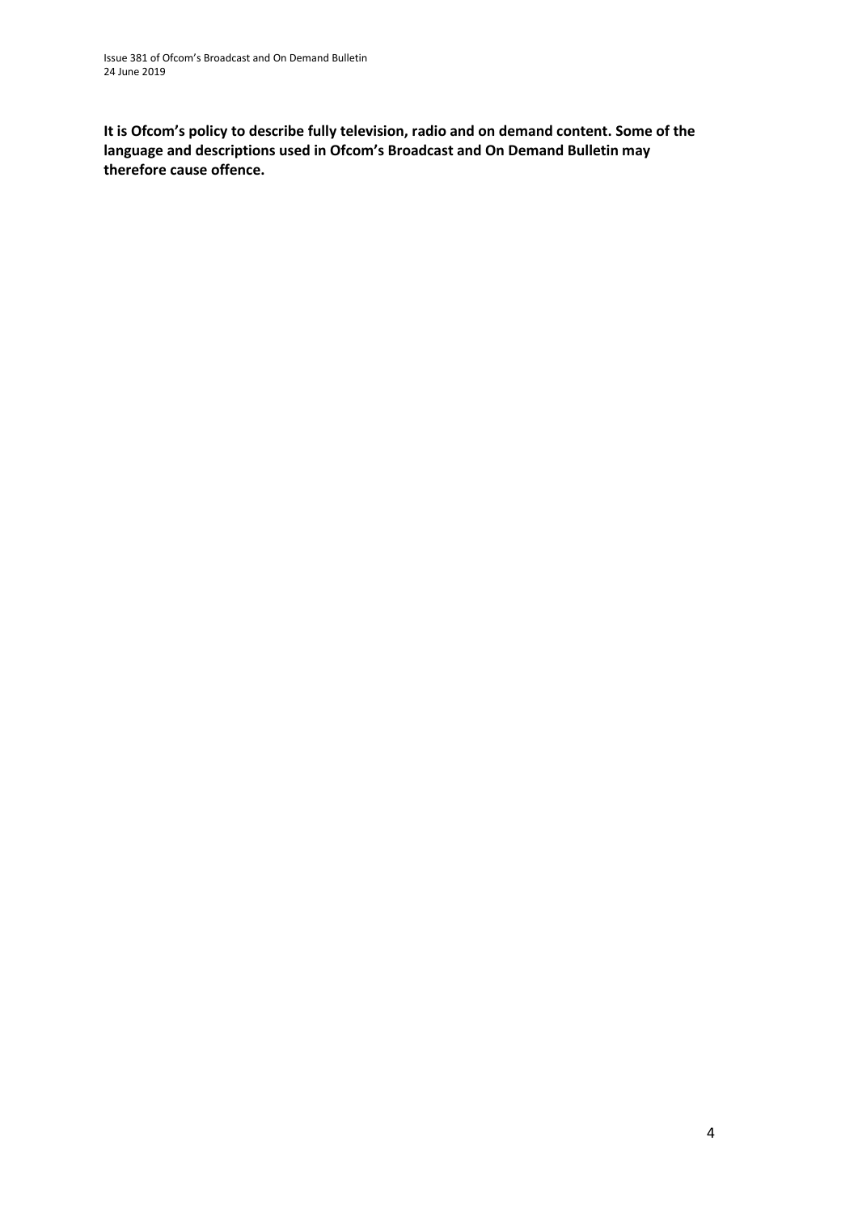**It is Ofcom's policy to describe fully television, radio and on demand content. Some of the language and descriptions used in Ofcom's Broadcast and On Demand Bulletin may therefore cause offence.**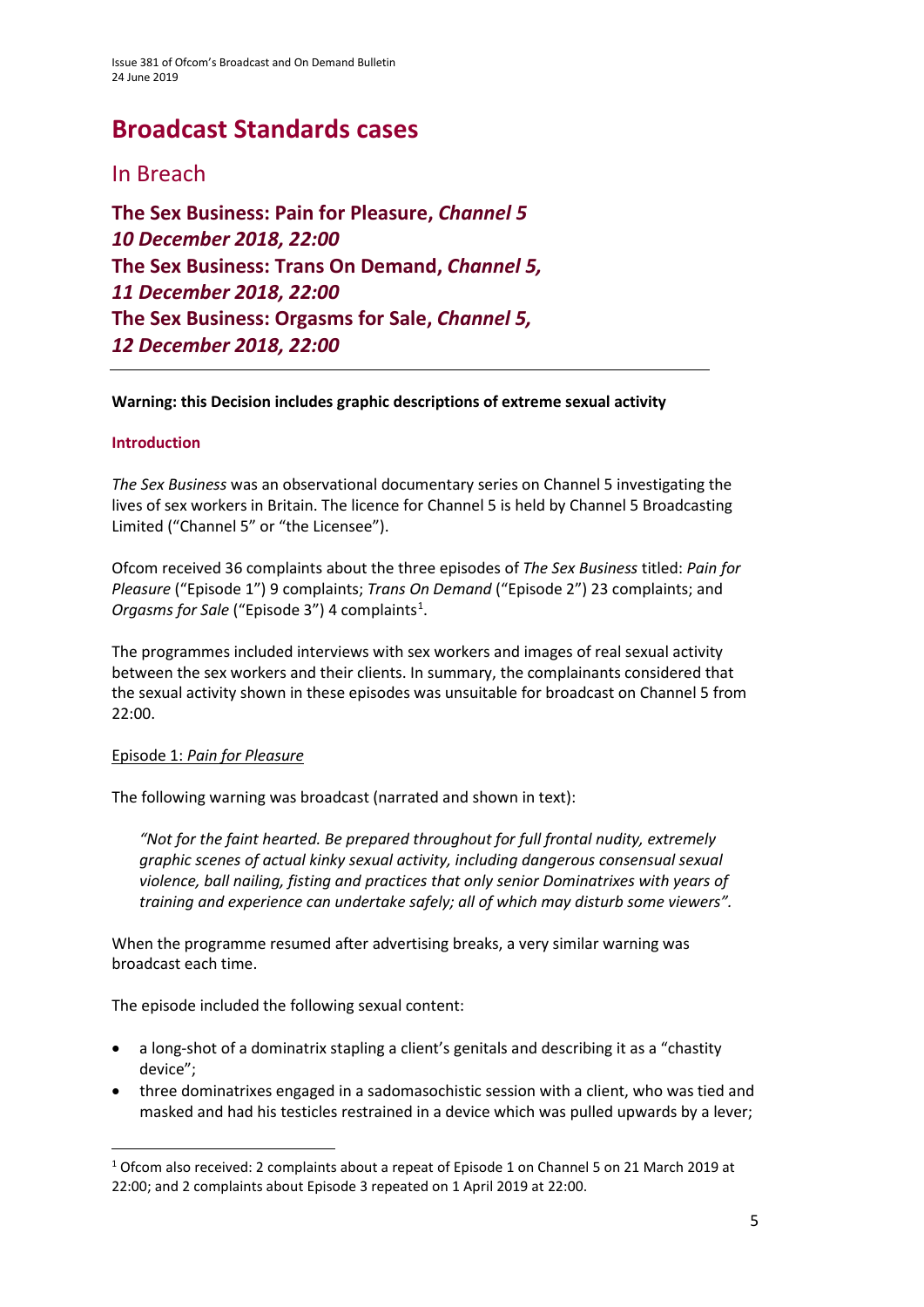# Broadcast Standards cases

## In Breach

### The Sex Business: Pain for Pleasure, *Channel 5* *10 December 2018, 22:00* The Sex Business: Trans On Demand, *Channel 5,* *11 December 2018, 22:00* The Sex Business: Orgasms for Sale, *Channel 5,* *12 December 2018, 22:00*

---

**Warning: this Decision includes graphic descriptions of extreme sexual activity**

**Introduction**

*The Sex Business* was an observational documentary series on Channel 5 investigating the lives of sex workers in Britain. The licence for Channel 5 is held by Channel 5 Broadcasting Limited ("Channel 5" or "the Licensee").

Ofcom received 36 complaints about the three episodes of *The Sex Business* titled: *Pain for Pleasure* ("Episode 1") 9 complaints; *Trans On Demand* ("Episode 2") 23 complaints; and *Orgasms for Sale* ("Episode 3") 4 complaints[1].

The programmes included interviews with sex workers and images of real sexual activity between the sex workers and their clients. In summary, the complainants considered that the sexual activity shown in these episodes was unsuitable for broadcast on Channel 5 from 22:00.

Episode 1: *Pain for Pleasure*

The following warning was broadcast (narrated and shown in text):

> *"Not for the faint hearted. Be prepared throughout for full frontal nudity, extremely graphic scenes of actual kinky sexual activity, including dangerous consensual sexual violence, ball nailing, fisting and practices that only senior Dominatrixes with years of training and experience can undertake safely; all of which may disturb some viewers".*

When the programme resumed after advertising breaks, a very similar warning was broadcast each time.

The episode included the following sexual content:

- a long-shot of a dominatrix stapling a client's genitals and describing it as a "chastity device";
- three dominatrixes engaged in a sadomasochistic session with a client, who was tied and masked and had his testicles restrained in a device which was pulled upwards by a lever;

---

[1] Ofcom also received: 2 complaints about a repeat of Episode 1 on Channel 5 on 21 March 2019 at 22:00; and 2 complaints about Episode 3 repeated on 1 April 2019 at 22:00.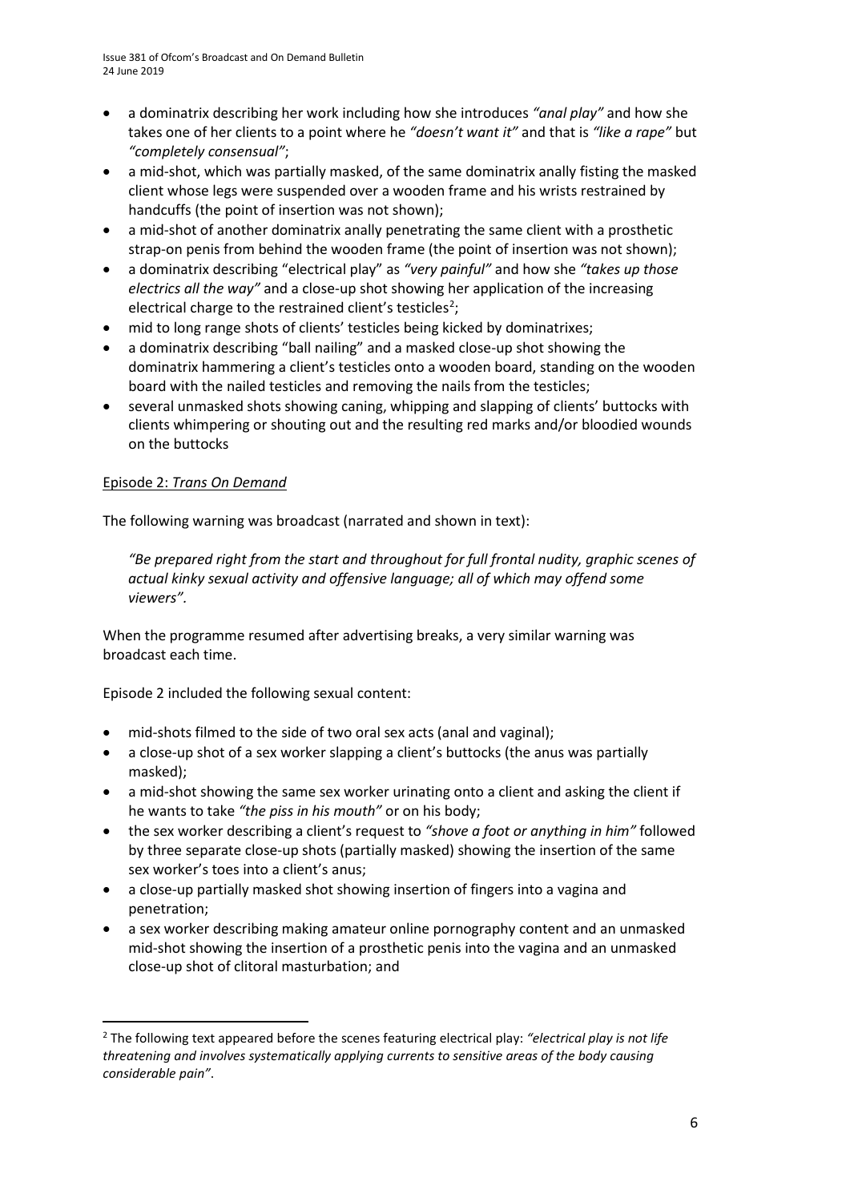- a dominatrix describing her work including how she introduces *"anal play"* and how she takes one of her clients to a point where he *"doesn't want it"* and that is *"like a rape"* but *"completely consensual"*;
- a mid-shot, which was partially masked, of the same dominatrix anally fisting the masked client whose legs were suspended over a wooden frame and his wrists restrained by handcuffs (the point of insertion was not shown);
- a mid-shot of another dominatrix anally penetrating the same client with a prosthetic strap-on penis from behind the wooden frame (the point of insertion was not shown);
- a dominatrix describing "electrical play" as *"very painful"* and how she *"takes up those electrics all the way"* and a close-up shot showing her application of the increasing electrical charge to the restrained client's testicles[2];
- mid to long range shots of clients' testicles being kicked by dominatrixes;
- a dominatrix describing "ball nailing" and a masked close-up shot showing the dominatrix hammering a client's testicles onto a wooden board, standing on the wooden board with the nailed testicles and removing the nails from the testicles;
- several unmasked shots showing caning, whipping and slapping of clients' buttocks with clients whimpering or shouting out and the resulting red marks and/or bloodied wounds on the buttocks

Episode 2: *Trans On Demand*

The following warning was broadcast (narrated and shown in text):

> *"Be prepared right from the start and throughout for full frontal nudity, graphic scenes of actual kinky sexual activity and offensive language; all of which may offend some viewers".*

When the programme resumed after advertising breaks, a very similar warning was broadcast each time.

Episode 2 included the following sexual content:

- mid-shots filmed to the side of two oral sex acts (anal and vaginal);
- a close-up shot of a sex worker slapping a client's buttocks (the anus was partially masked);
- a mid-shot showing the same sex worker urinating onto a client and asking the client if he wants to take *"the piss in his mouth"* or on his body;
- the sex worker describing a client's request to *"shove a foot or anything in him"* followed by three separate close-up shots (partially masked) showing the insertion of the same sex worker's toes into a client's anus;
- a close-up partially masked shot showing insertion of fingers into a vagina and penetration;
- a sex worker describing making amateur online pornography content and an unmasked mid-shot showing the insertion of a prosthetic penis into the vagina and an unmasked close-up shot of clitoral masturbation; and

[2] The following text appeared before the scenes featuring electrical play: *"electrical play is not life threatening and involves systematically applying currents to sensitive areas of the body causing considerable pain"*.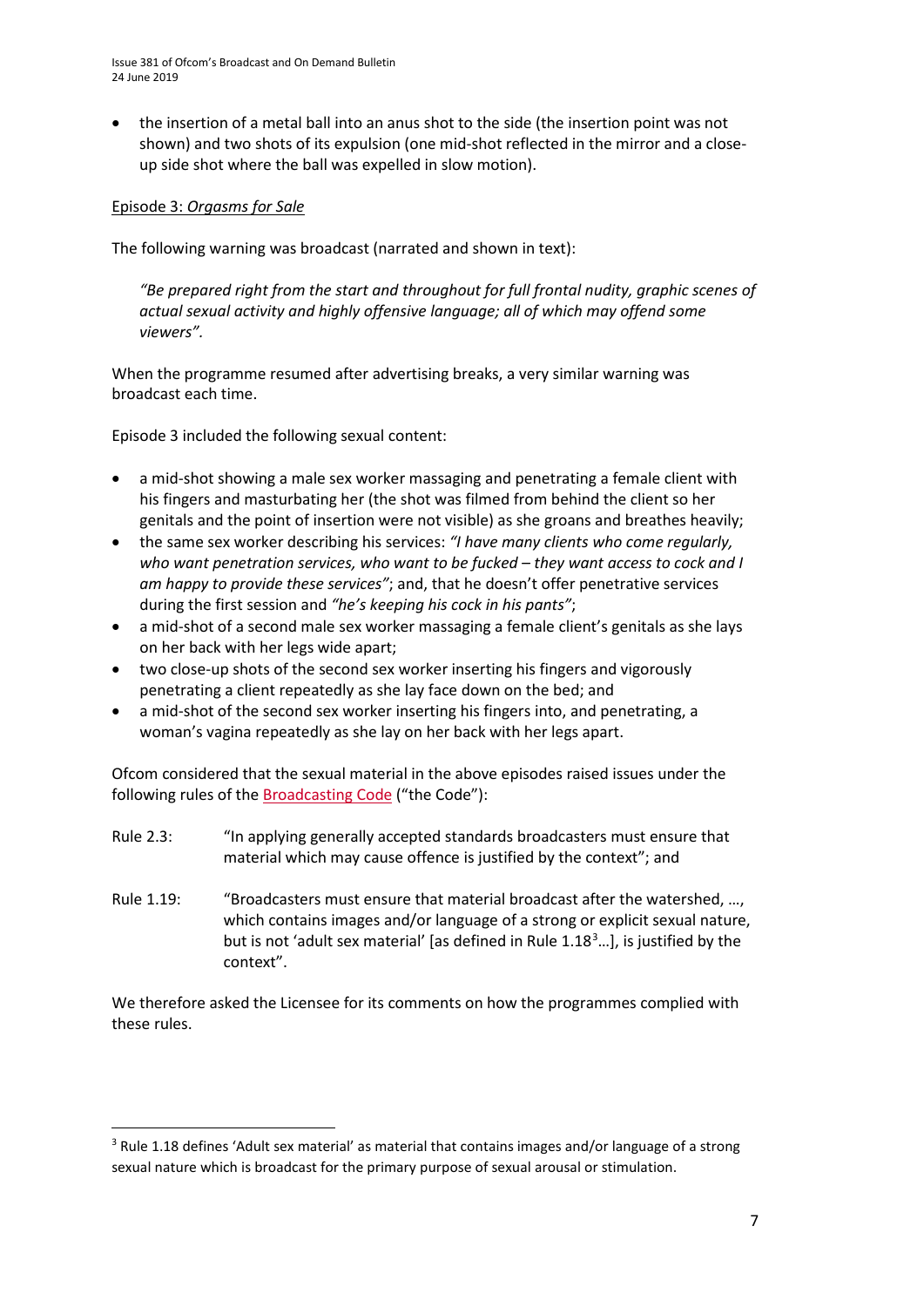- the insertion of a metal ball into an anus shot to the side (the insertion point was not shown) and two shots of its expulsion (one mid-shot reflected in the mirror and a close-up side shot where the ball was expelled in slow motion).

Episode 3: *Orgasms for Sale*

The following warning was broadcast (narrated and shown in text):

> *"Be prepared right from the start and throughout for full frontal nudity, graphic scenes of actual sexual activity and highly offensive language; all of which may offend some viewers".*

When the programme resumed after advertising breaks, a very similar warning was broadcast each time.

Episode 3 included the following sexual content:

- a mid-shot showing a male sex worker massaging and penetrating a female client with his fingers and masturbating her (the shot was filmed from behind the client so her genitals and the point of insertion were not visible) as she groans and breathes heavily;
- the same sex worker describing his services: *"I have many clients who come regularly, who want penetration services, who want to be fucked – they want access to cock and I am happy to provide these services"*; and, that he doesn't offer penetrative services during the first session and *"he's keeping his cock in his pants"*;
- a mid-shot of a second male sex worker massaging a female client's genitals as she lays on her back with her legs wide apart;
- two close-up shots of the second sex worker inserting his fingers and vigorously penetrating a client repeatedly as she lay face down on the bed; and
- a mid-shot of the second sex worker inserting his fingers into, and penetrating, a woman's vagina repeatedly as she lay on her back with her legs apart.

Ofcom considered that the sexual material in the above episodes raised issues under the following rules of the Broadcasting Code ("the Code"):

Rule 2.3: "In applying generally accepted standards broadcasters must ensure that material which may cause offence is justified by the context"; and

Rule 1.19: "Broadcasters must ensure that material broadcast after the watershed, …, which contains images and/or language of a strong or explicit sexual nature, but is not 'adult sex material' [as defined in Rule 1.18[3]…], is justified by the context".

We therefore asked the Licensee for its comments on how the programmes complied with these rules.

[3] Rule 1.18 defines 'Adult sex material' as material that contains images and/or language of a strong sexual nature which is broadcast for the primary purpose of sexual arousal or stimulation.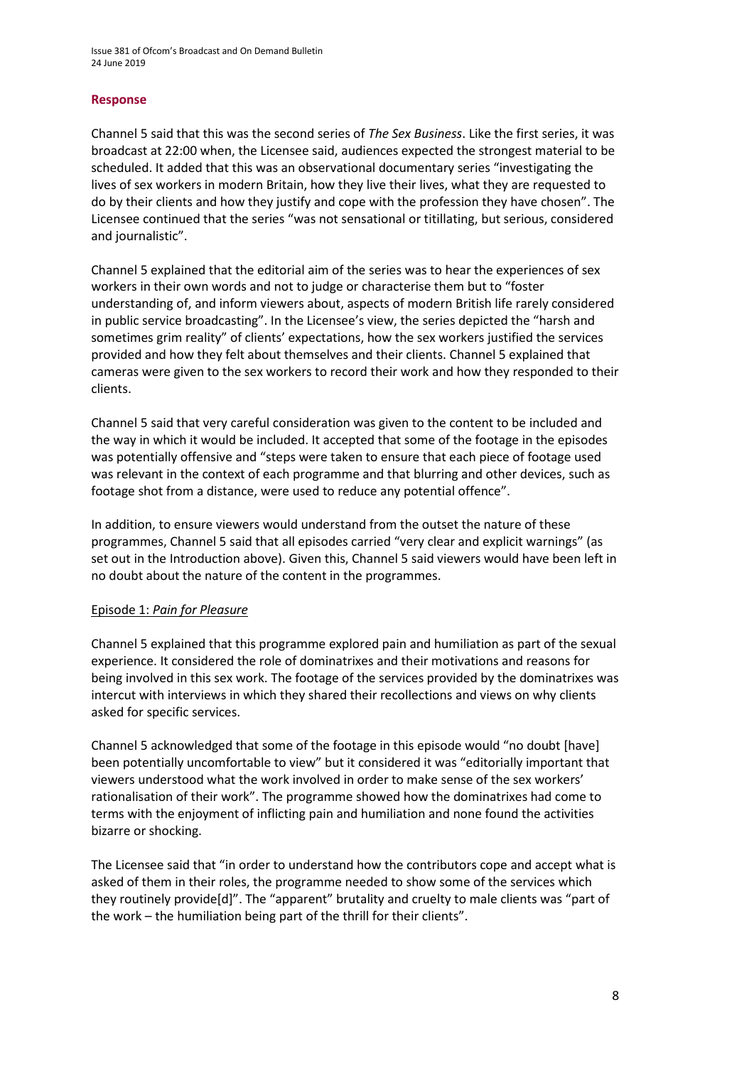## Response

Channel 5 said that this was the second series of *The Sex Business*. Like the first series, it was broadcast at 22:00 when, the Licensee said, audiences expected the strongest material to be scheduled. It added that this was an observational documentary series "investigating the lives of sex workers in modern Britain, how they live their lives, what they are requested to do by their clients and how they justify and cope with the profession they have chosen". The Licensee continued that the series "was not sensational or titillating, but serious, considered and journalistic".

Channel 5 explained that the editorial aim of the series was to hear the experiences of sex workers in their own words and not to judge or characterise them but to "foster understanding of, and inform viewers about, aspects of modern British life rarely considered in public service broadcasting". In the Licensee's view, the series depicted the "harsh and sometimes grim reality" of clients' expectations, how the sex workers justified the services provided and how they felt about themselves and their clients. Channel 5 explained that cameras were given to the sex workers to record their work and how they responded to their clients.

Channel 5 said that very careful consideration was given to the content to be included and the way in which it would be included. It accepted that some of the footage in the episodes was potentially offensive and "steps were taken to ensure that each piece of footage used was relevant in the context of each programme and that blurring and other devices, such as footage shot from a distance, were used to reduce any potential offence".

In addition, to ensure viewers would understand from the outset the nature of these programmes, Channel 5 said that all episodes carried "very clear and explicit warnings" (as set out in the Introduction above). Given this, Channel 5 said viewers would have been left in no doubt about the nature of the content in the programmes.

### Episode 1: *Pain for Pleasure*

Channel 5 explained that this programme explored pain and humiliation as part of the sexual experience. It considered the role of dominatrixes and their motivations and reasons for being involved in this sex work. The footage of the services provided by the dominatrixes was intercut with interviews in which they shared their recollections and views on why clients asked for specific services.

Channel 5 acknowledged that some of the footage in this episode would "no doubt [have] been potentially uncomfortable to view" but it considered it was "editorially important that viewers understood what the work involved in order to make sense of the sex workers' rationalisation of their work". The programme showed how the dominatrixes had come to terms with the enjoyment of inflicting pain and humiliation and none found the activities bizarre or shocking.

The Licensee said that "in order to understand how the contributors cope and accept what is asked of them in their roles, the programme needed to show some of the services which they routinely provide[d]". The "apparent" brutality and cruelty to male clients was "part of the work – the humiliation being part of the thrill for their clients".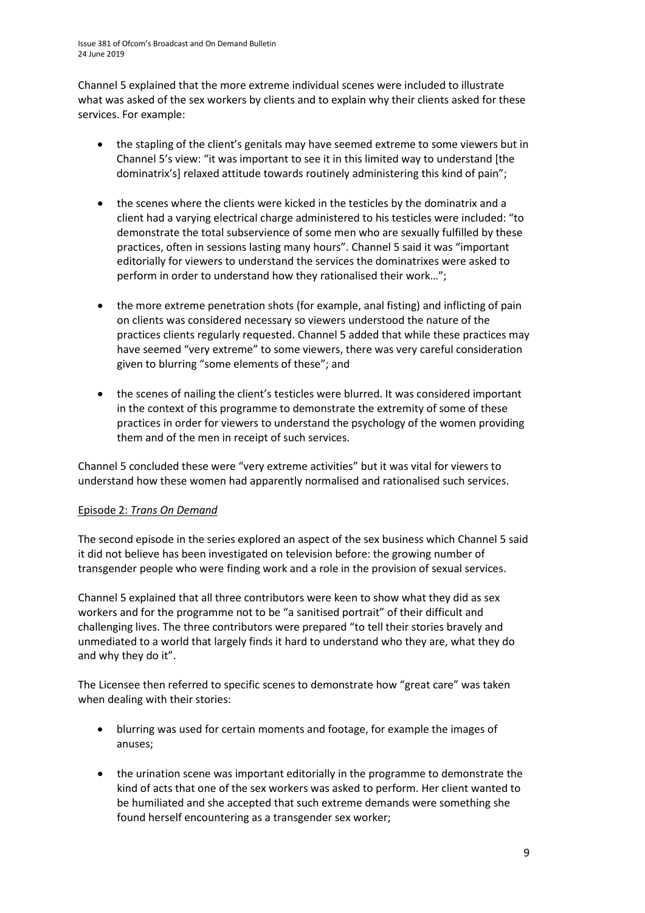Channel 5 explained that the more extreme individual scenes were included to illustrate what was asked of the sex workers by clients and to explain why their clients asked for these services. For example:

- the stapling of the client's genitals may have seemed extreme to some viewers but in Channel 5's view: "it was important to see it in this limited way to understand [the dominatrix's] relaxed attitude towards routinely administering this kind of pain";
- the scenes where the clients were kicked in the testicles by the dominatrix and a client had a varying electrical charge administered to his testicles were included: "to demonstrate the total subservience of some men who are sexually fulfilled by these practices, often in sessions lasting many hours". Channel 5 said it was "important editorially for viewers to understand the services the dominatrixes were asked to perform in order to understand how they rationalised their work…";
- the more extreme penetration shots (for example, anal fisting) and inflicting of pain on clients was considered necessary so viewers understood the nature of the practices clients regularly requested. Channel 5 added that while these practices may have seemed "very extreme" to some viewers, there was very careful consideration given to blurring "some elements of these"; and
- the scenes of nailing the client's testicles were blurred. It was considered important in the context of this programme to demonstrate the extremity of some of these practices in order for viewers to understand the psychology of the women providing them and of the men in receipt of such services.

Channel 5 concluded these were "very extreme activities" but it was vital for viewers to understand how these women had apparently normalised and rationalised such services.

Episode 2: *Trans On Demand*

The second episode in the series explored an aspect of the sex business which Channel 5 said it did not believe has been investigated on television before: the growing number of transgender people who were finding work and a role in the provision of sexual services.

Channel 5 explained that all three contributors were keen to show what they did as sex workers and for the programme not to be "a sanitised portrait" of their difficult and challenging lives. The three contributors were prepared "to tell their stories bravely and unmediated to a world that largely finds it hard to understand who they are, what they do and why they do it".

The Licensee then referred to specific scenes to demonstrate how "great care" was taken when dealing with their stories:

- blurring was used for certain moments and footage, for example the images of anuses;
- the urination scene was important editorially in the programme to demonstrate the kind of acts that one of the sex workers was asked to perform. Her client wanted to be humiliated and she accepted that such extreme demands were something she found herself encountering as a transgender sex worker;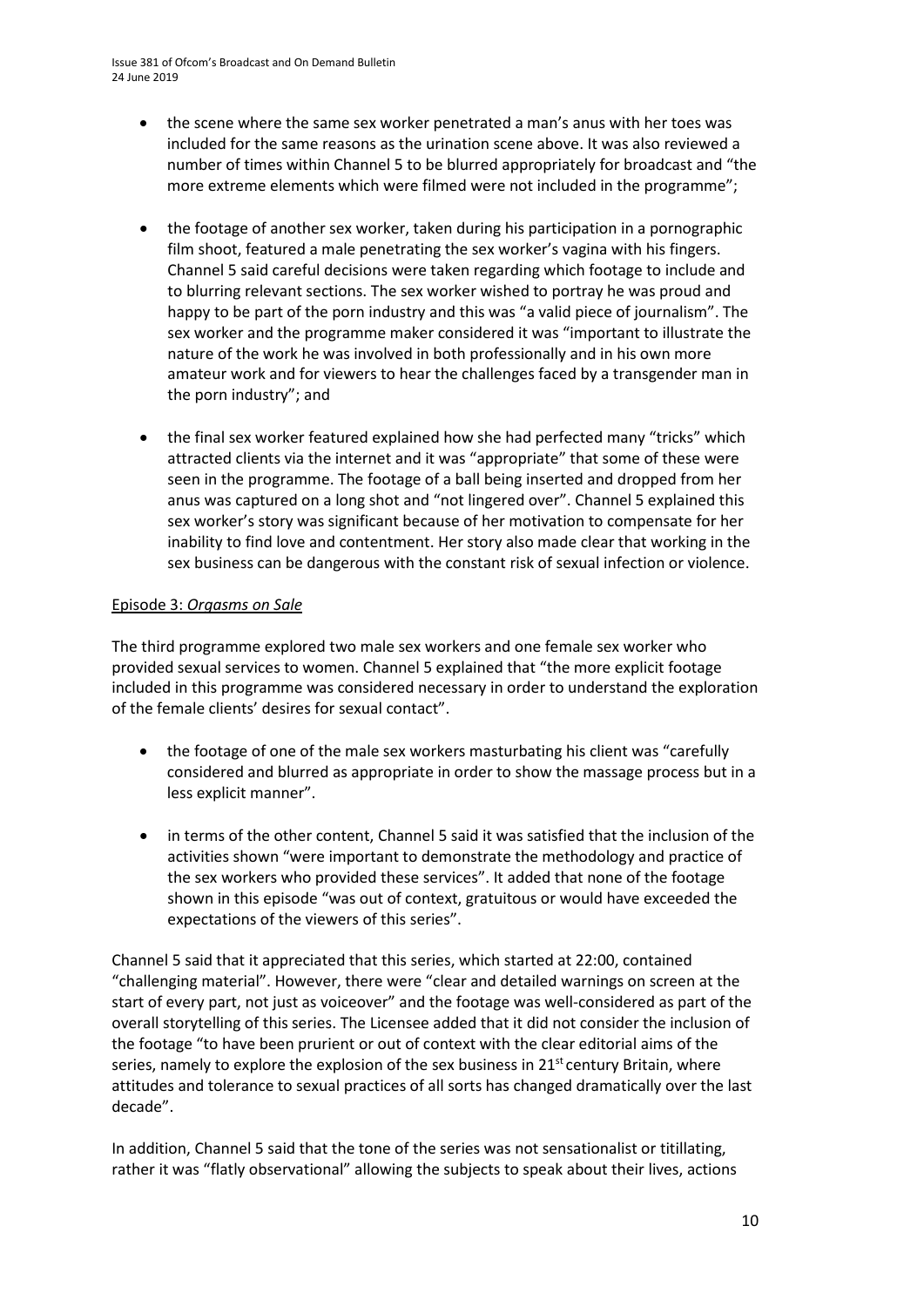- the scene where the same sex worker penetrated a man's anus with her toes was included for the same reasons as the urination scene above. It was also reviewed a number of times within Channel 5 to be blurred appropriately for broadcast and "the more extreme elements which were filmed were not included in the programme";

- the footage of another sex worker, taken during his participation in a pornographic film shoot, featured a male penetrating the sex worker's vagina with his fingers. Channel 5 said careful decisions were taken regarding which footage to include and to blurring relevant sections. The sex worker wished to portray he was proud and happy to be part of the porn industry and this was "a valid piece of journalism". The sex worker and the programme maker considered it was "important to illustrate the nature of the work he was involved in both professionally and in his own more amateur work and for viewers to hear the challenges faced by a transgender man in the porn industry"; and

- the final sex worker featured explained how she had perfected many "tricks" which attracted clients via the internet and it was "appropriate" that some of these were seen in the programme. The footage of a ball being inserted and dropped from her anus was captured on a long shot and "not lingered over". Channel 5 explained this sex worker's story was significant because of her motivation to compensate for her inability to find love and contentment. Her story also made clear that working in the sex business can be dangerous with the constant risk of sexual infection or violence.

Episode 3: *Orgasms on Sale*

The third programme explored two male sex workers and one female sex worker who provided sexual services to women. Channel 5 explained that "the more explicit footage included in this programme was considered necessary in order to understand the exploration of the female clients' desires for sexual contact".

- the footage of one of the male sex workers masturbating his client was "carefully considered and blurred as appropriate in order to show the massage process but in a less explicit manner".

- in terms of the other content, Channel 5 said it was satisfied that the inclusion of the activities shown "were important to demonstrate the methodology and practice of the sex workers who provided these services". It added that none of the footage shown in this episode "was out of context, gratuitous or would have exceeded the expectations of the viewers of this series".

Channel 5 said that it appreciated that this series, which started at 22:00, contained "challenging material". However, there were "clear and detailed warnings on screen at the start of every part, not just as voiceover" and the footage was well-considered as part of the overall storytelling of this series. The Licensee added that it did not consider the inclusion of the footage "to have been prurient or out of context with the clear editorial aims of the series, namely to explore the explosion of the sex business in 21st century Britain, where attitudes and tolerance to sexual practices of all sorts has changed dramatically over the last decade".

In addition, Channel 5 said that the tone of the series was not sensationalist or titillating, rather it was "flatly observational" allowing the subjects to speak about their lives, actions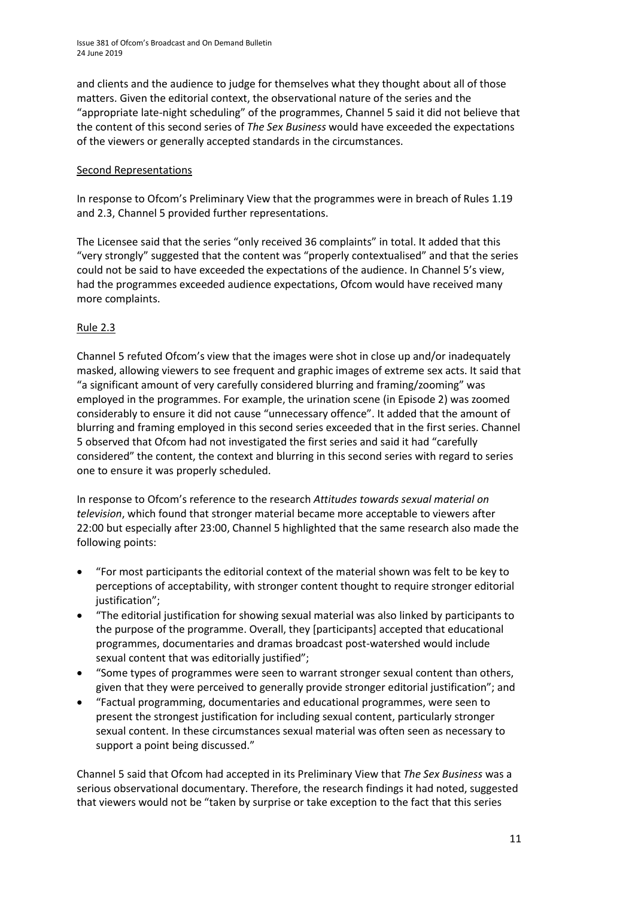and clients and the audience to judge for themselves what they thought about all of those matters. Given the editorial context, the observational nature of the series and the "appropriate late-night scheduling" of the programmes, Channel 5 said it did not believe that the content of this second series of *The Sex Business* would have exceeded the expectations of the viewers or generally accepted standards in the circumstances.

Second Representations

In response to Ofcom's Preliminary View that the programmes were in breach of Rules 1.19 and 2.3, Channel 5 provided further representations.

The Licensee said that the series "only received 36 complaints" in total. It added that this "very strongly" suggested that the content was "properly contextualised" and that the series could not be said to have exceeded the expectations of the audience. In Channel 5's view, had the programmes exceeded audience expectations, Ofcom would have received many more complaints.

Rule 2.3

Channel 5 refuted Ofcom's view that the images were shot in close up and/or inadequately masked, allowing viewers to see frequent and graphic images of extreme sex acts. It said that "a significant amount of very carefully considered blurring and framing/zooming" was employed in the programmes. For example, the urination scene (in Episode 2) was zoomed considerably to ensure it did not cause "unnecessary offence". It added that the amount of blurring and framing employed in this second series exceeded that in the first series. Channel 5 observed that Ofcom had not investigated the first series and said it had "carefully considered" the content, the context and blurring in this second series with regard to series one to ensure it was properly scheduled.

In response to Ofcom's reference to the research *Attitudes towards sexual material on television*, which found that stronger material became more acceptable to viewers after 22:00 but especially after 23:00, Channel 5 highlighted that the same research also made the following points:

- "For most participants the editorial context of the material shown was felt to be key to perceptions of acceptability, with stronger content thought to require stronger editorial justification";
- "The editorial justification for showing sexual material was also linked by participants to the purpose of the programme. Overall, they [participants] accepted that educational programmes, documentaries and dramas broadcast post-watershed would include sexual content that was editorially justified";
- "Some types of programmes were seen to warrant stronger sexual content than others, given that they were perceived to generally provide stronger editorial justification"; and
- "Factual programming, documentaries and educational programmes, were seen to present the strongest justification for including sexual content, particularly stronger sexual content. In these circumstances sexual material was often seen as necessary to support a point being discussed."

Channel 5 said that Ofcom had accepted in its Preliminary View that *The Sex Business* was a serious observational documentary. Therefore, the research findings it had noted, suggested that viewers would not be "taken by surprise or take exception to the fact that this series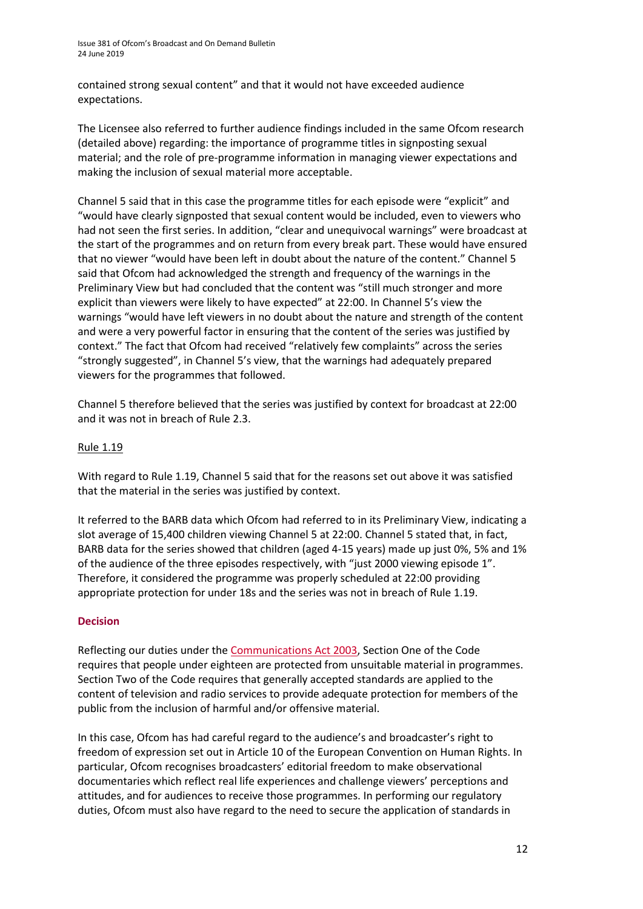contained strong sexual content" and that it would not have exceeded audience expectations.

The Licensee also referred to further audience findings included in the same Ofcom research (detailed above) regarding: the importance of programme titles in signposting sexual material; and the role of pre-programme information in managing viewer expectations and making the inclusion of sexual material more acceptable.

Channel 5 said that in this case the programme titles for each episode were "explicit" and "would have clearly signposted that sexual content would be included, even to viewers who had not seen the first series. In addition, "clear and unequivocal warnings" were broadcast at the start of the programmes and on return from every break part. These would have ensured that no viewer "would have been left in doubt about the nature of the content." Channel 5 said that Ofcom had acknowledged the strength and frequency of the warnings in the Preliminary View but had concluded that the content was "still much stronger and more explicit than viewers were likely to have expected" at 22:00. In Channel 5's view the warnings "would have left viewers in no doubt about the nature and strength of the content and were a very powerful factor in ensuring that the content of the series was justified by context." The fact that Ofcom had received "relatively few complaints" across the series "strongly suggested", in Channel 5's view, that the warnings had adequately prepared viewers for the programmes that followed.

Channel 5 therefore believed that the series was justified by context for broadcast at 22:00 and it was not in breach of Rule 2.3.

Rule 1.19

With regard to Rule 1.19, Channel 5 said that for the reasons set out above it was satisfied that the material in the series was justified by context.

It referred to the BARB data which Ofcom had referred to in its Preliminary View, indicating a slot average of 15,400 children viewing Channel 5 at 22:00. Channel 5 stated that, in fact, BARB data for the series showed that children (aged 4-15 years) made up just 0%, 5% and 1% of the audience of the three episodes respectively, with "just 2000 viewing episode 1". Therefore, it considered the programme was properly scheduled at 22:00 providing appropriate protection for under 18s and the series was not in breach of Rule 1.19.

**Decision**

Reflecting our duties under the Communications Act 2003, Section One of the Code requires that people under eighteen are protected from unsuitable material in programmes. Section Two of the Code requires that generally accepted standards are applied to the content of television and radio services to provide adequate protection for members of the public from the inclusion of harmful and/or offensive material.

In this case, Ofcom has had careful regard to the audience's and broadcaster's right to freedom of expression set out in Article 10 of the European Convention on Human Rights. In particular, Ofcom recognises broadcasters' editorial freedom to make observational documentaries which reflect real life experiences and challenge viewers' perceptions and attitudes, and for audiences to receive those programmes. In performing our regulatory duties, Ofcom must also have regard to the need to secure the application of standards in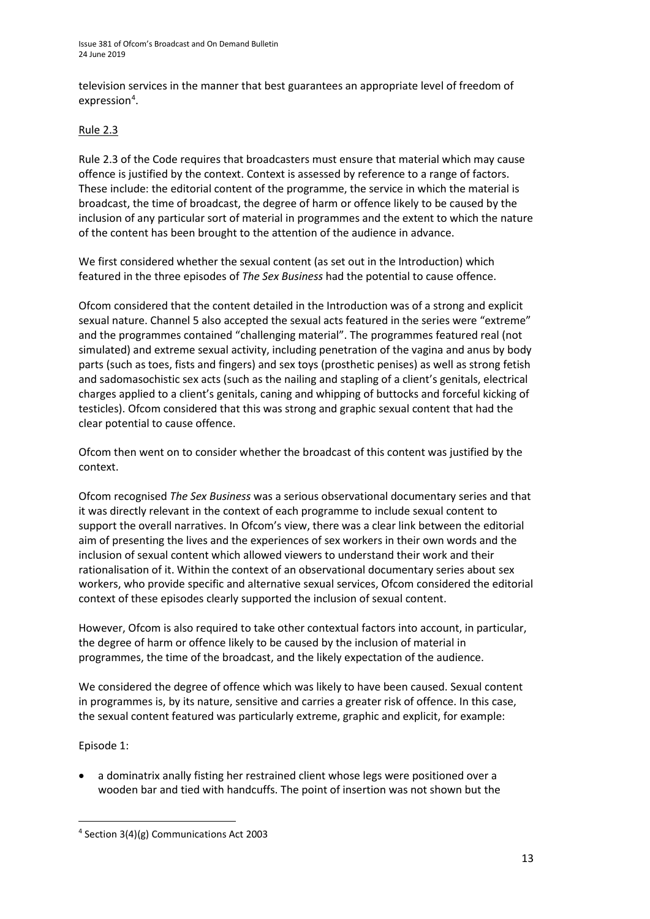television services in the manner that best guarantees an appropriate level of freedom of expression[4].

Rule 2.3

Rule 2.3 of the Code requires that broadcasters must ensure that material which may cause offence is justified by the context. Context is assessed by reference to a range of factors. These include: the editorial content of the programme, the service in which the material is broadcast, the time of broadcast, the degree of harm or offence likely to be caused by the inclusion of any particular sort of material in programmes and the extent to which the nature of the content has been brought to the attention of the audience in advance.

We first considered whether the sexual content (as set out in the Introduction) which featured in the three episodes of *The Sex Business* had the potential to cause offence.

Ofcom considered that the content detailed in the Introduction was of a strong and explicit sexual nature. Channel 5 also accepted the sexual acts featured in the series were "extreme" and the programmes contained "challenging material". The programmes featured real (not simulated) and extreme sexual activity, including penetration of the vagina and anus by body parts (such as toes, fists and fingers) and sex toys (prosthetic penises) as well as strong fetish and sadomasochistic sex acts (such as the nailing and stapling of a client's genitals, electrical charges applied to a client's genitals, caning and whipping of buttocks and forceful kicking of testicles). Ofcom considered that this was strong and graphic sexual content that had the clear potential to cause offence.

Ofcom then went on to consider whether the broadcast of this content was justified by the context.

Ofcom recognised *The Sex Business* was a serious observational documentary series and that it was directly relevant in the context of each programme to include sexual content to support the overall narratives. In Ofcom's view, there was a clear link between the editorial aim of presenting the lives and the experiences of sex workers in their own words and the inclusion of sexual content which allowed viewers to understand their work and their rationalisation of it. Within the context of an observational documentary series about sex workers, who provide specific and alternative sexual services, Ofcom considered the editorial context of these episodes clearly supported the inclusion of sexual content.

However, Ofcom is also required to take other contextual factors into account, in particular, the degree of harm or offence likely to be caused by the inclusion of material in programmes, the time of the broadcast, and the likely expectation of the audience.

We considered the degree of offence which was likely to have been caused. Sexual content in programmes is, by its nature, sensitive and carries a greater risk of offence. In this case, the sexual content featured was particularly extreme, graphic and explicit, for example:

Episode 1:

- a dominatrix anally fisting her restrained client whose legs were positioned over a wooden bar and tied with handcuffs. The point of insertion was not shown but the

[4] Section 3(4)(g) Communications Act 2003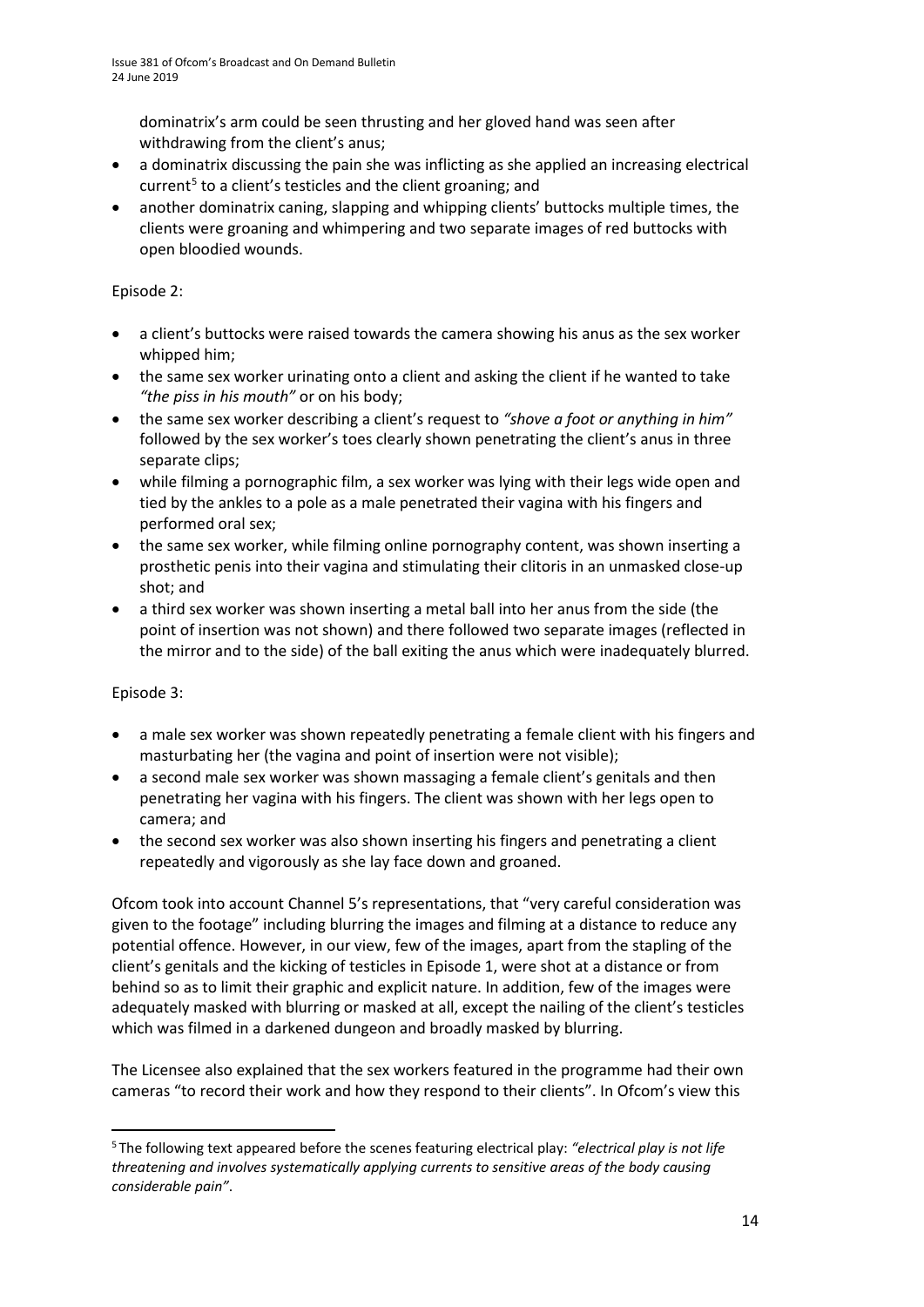dominatrix's arm could be seen thrusting and her gloved hand was seen after withdrawing from the client's anus;
- a dominatrix discussing the pain she was inflicting as she applied an increasing electrical current[5] to a client's testicles and the client groaning; and
- another dominatrix caning, slapping and whipping clients' buttocks multiple times, the clients were groaning and whimpering and two separate images of red buttocks with open bloodied wounds.

Episode 2:

- a client's buttocks were raised towards the camera showing his anus as the sex worker whipped him;
- the same sex worker urinating onto a client and asking the client if he wanted to take *"the piss in his mouth"* or on his body;
- the same sex worker describing a client's request to *"shove a foot or anything in him"* followed by the sex worker's toes clearly shown penetrating the client's anus in three separate clips;
- while filming a pornographic film, a sex worker was lying with their legs wide open and tied by the ankles to a pole as a male penetrated their vagina with his fingers and performed oral sex;
- the same sex worker, while filming online pornography content, was shown inserting a prosthetic penis into their vagina and stimulating their clitoris in an unmasked close-up shot; and
- a third sex worker was shown inserting a metal ball into her anus from the side (the point of insertion was not shown) and there followed two separate images (reflected in the mirror and to the side) of the ball exiting the anus which were inadequately blurred.

Episode 3:

- a male sex worker was shown repeatedly penetrating a female client with his fingers and masturbating her (the vagina and point of insertion were not visible);
- a second male sex worker was shown massaging a female client's genitals and then penetrating her vagina with his fingers. The client was shown with her legs open to camera; and
- the second sex worker was also shown inserting his fingers and penetrating a client repeatedly and vigorously as she lay face down and groaned.

Ofcom took into account Channel 5's representations, that "very careful consideration was given to the footage" including blurring the images and filming at a distance to reduce any potential offence. However, in our view, few of the images, apart from the stapling of the client's genitals and the kicking of testicles in Episode 1, were shot at a distance or from behind so as to limit their graphic and explicit nature. In addition, few of the images were adequately masked with blurring or masked at all, except the nailing of the client's testicles which was filmed in a darkened dungeon and broadly masked by blurring.

The Licensee also explained that the sex workers featured in the programme had their own cameras "to record their work and how they respond to their clients". In Ofcom's view this

[5] The following text appeared before the scenes featuring electrical play: *"electrical play is not life threatening and involves systematically applying currents to sensitive areas of the body causing considerable pain"*.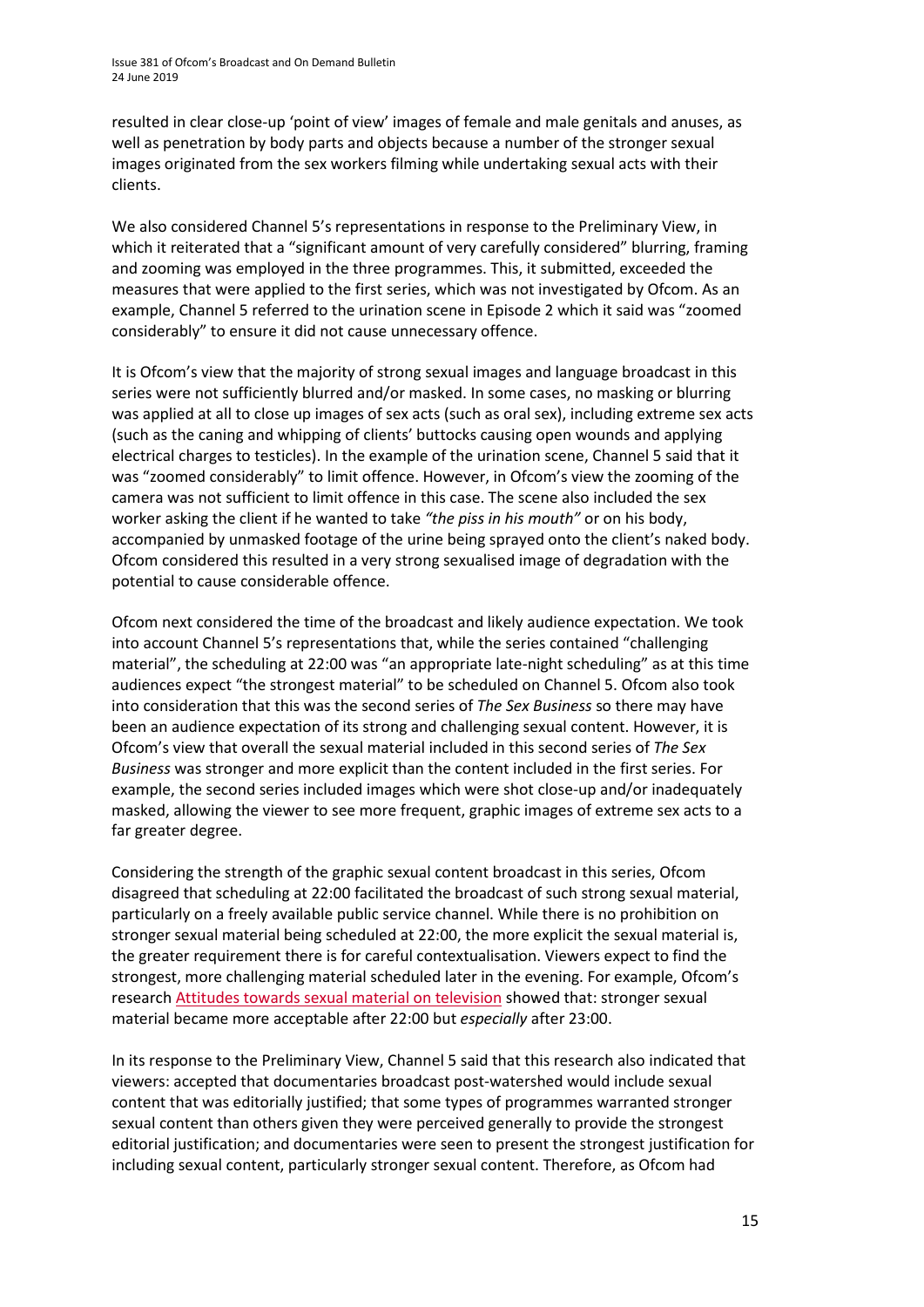resulted in clear close-up 'point of view' images of female and male genitals and anuses, as well as penetration by body parts and objects because a number of the stronger sexual images originated from the sex workers filming while undertaking sexual acts with their clients.

We also considered Channel 5's representations in response to the Preliminary View, in which it reiterated that a "significant amount of very carefully considered" blurring, framing and zooming was employed in the three programmes. This, it submitted, exceeded the measures that were applied to the first series, which was not investigated by Ofcom. As an example, Channel 5 referred to the urination scene in Episode 2 which it said was "zoomed considerably" to ensure it did not cause unnecessary offence.

It is Ofcom's view that the majority of strong sexual images and language broadcast in this series were not sufficiently blurred and/or masked. In some cases, no masking or blurring was applied at all to close up images of sex acts (such as oral sex), including extreme sex acts (such as the caning and whipping of clients' buttocks causing open wounds and applying electrical charges to testicles). In the example of the urination scene, Channel 5 said that it was "zoomed considerably" to limit offence. However, in Ofcom's view the zooming of the camera was not sufficient to limit offence in this case. The scene also included the sex worker asking the client if he wanted to take *"the piss in his mouth"* or on his body, accompanied by unmasked footage of the urine being sprayed onto the client's naked body. Ofcom considered this resulted in a very strong sexualised image of degradation with the potential to cause considerable offence.

Ofcom next considered the time of the broadcast and likely audience expectation. We took into account Channel 5's representations that, while the series contained "challenging material", the scheduling at 22:00 was "an appropriate late-night scheduling" as at this time audiences expect "the strongest material" to be scheduled on Channel 5. Ofcom also took into consideration that this was the second series of *The Sex Business* so there may have been an audience expectation of its strong and challenging sexual content. However, it is Ofcom's view that overall the sexual material included in this second series of *The Sex Business* was stronger and more explicit than the content included in the first series. For example, the second series included images which were shot close-up and/or inadequately masked, allowing the viewer to see more frequent, graphic images of extreme sex acts to a far greater degree.

Considering the strength of the graphic sexual content broadcast in this series, Ofcom disagreed that scheduling at 22:00 facilitated the broadcast of such strong sexual material, particularly on a freely available public service channel. While there is no prohibition on stronger sexual material being scheduled at 22:00, the more explicit the sexual material is, the greater requirement there is for careful contextualisation. Viewers expect to find the strongest, more challenging material scheduled later in the evening. For example, Ofcom's research Attitudes towards sexual material on television showed that: stronger sexual material became more acceptable after 22:00 but *especially* after 23:00.

In its response to the Preliminary View, Channel 5 said that this research also indicated that viewers: accepted that documentaries broadcast post-watershed would include sexual content that was editorially justified; that some types of programmes warranted stronger sexual content than others given they were perceived generally to provide the strongest editorial justification; and documentaries were seen to present the strongest justification for including sexual content, particularly stronger sexual content. Therefore, as Ofcom had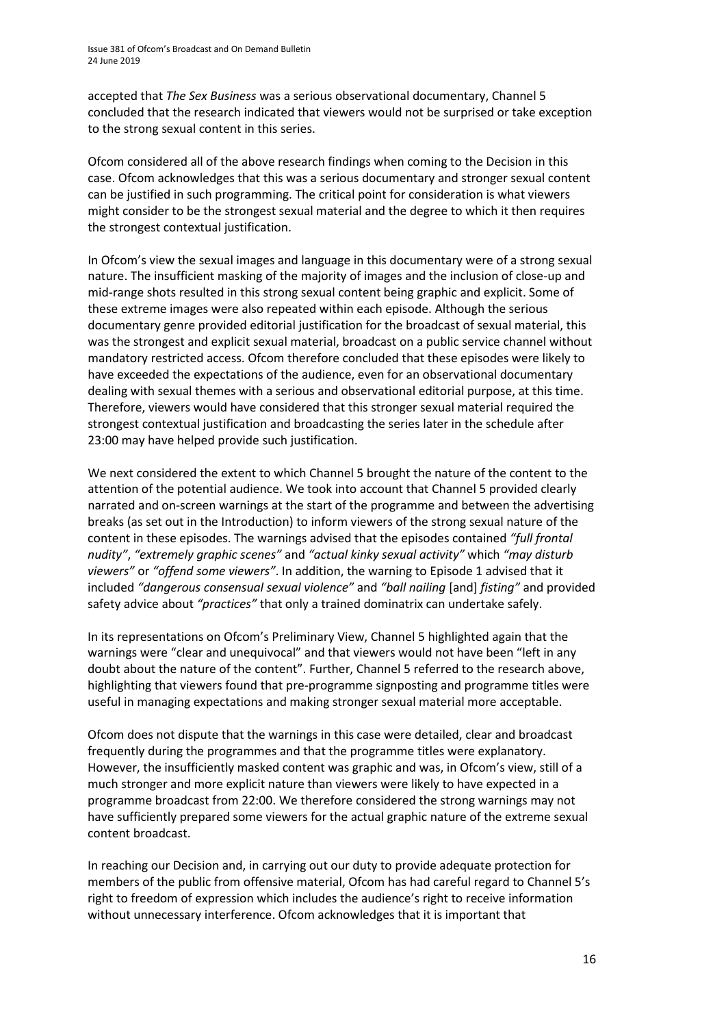accepted that *The Sex Business* was a serious observational documentary, Channel 5 concluded that the research indicated that viewers would not be surprised or take exception to the strong sexual content in this series.

Ofcom considered all of the above research findings when coming to the Decision in this case. Ofcom acknowledges that this was a serious documentary and stronger sexual content can be justified in such programming. The critical point for consideration is what viewers might consider to be the strongest sexual material and the degree to which it then requires the strongest contextual justification.

In Ofcom's view the sexual images and language in this documentary were of a strong sexual nature. The insufficient masking of the majority of images and the inclusion of close-up and mid-range shots resulted in this strong sexual content being graphic and explicit. Some of these extreme images were also repeated within each episode. Although the serious documentary genre provided editorial justification for the broadcast of sexual material, this was the strongest and explicit sexual material, broadcast on a public service channel without mandatory restricted access. Ofcom therefore concluded that these episodes were likely to have exceeded the expectations of the audience, even for an observational documentary dealing with sexual themes with a serious and observational editorial purpose, at this time. Therefore, viewers would have considered that this stronger sexual material required the strongest contextual justification and broadcasting the series later in the schedule after 23:00 may have helped provide such justification.

We next considered the extent to which Channel 5 brought the nature of the content to the attention of the potential audience. We took into account that Channel 5 provided clearly narrated and on-screen warnings at the start of the programme and between the advertising breaks (as set out in the Introduction) to inform viewers of the strong sexual nature of the content in these episodes. The warnings advised that the episodes contained *"full frontal nudity"*, *"extremely graphic scenes"* and *"actual kinky sexual activity"* which *"may disturb viewers"* or *"offend some viewers"*. In addition, the warning to Episode 1 advised that it included *"dangerous consensual sexual violence"* and *"ball nailing* [and] *fisting"* and provided safety advice about *"practices"* that only a trained dominatrix can undertake safely.

In its representations on Ofcom's Preliminary View, Channel 5 highlighted again that the warnings were "clear and unequivocal" and that viewers would not have been "left in any doubt about the nature of the content". Further, Channel 5 referred to the research above, highlighting that viewers found that pre-programme signposting and programme titles were useful in managing expectations and making stronger sexual material more acceptable.

Ofcom does not dispute that the warnings in this case were detailed, clear and broadcast frequently during the programmes and that the programme titles were explanatory. However, the insufficiently masked content was graphic and was, in Ofcom's view, still of a much stronger and more explicit nature than viewers were likely to have expected in a programme broadcast from 22:00. We therefore considered the strong warnings may not have sufficiently prepared some viewers for the actual graphic nature of the extreme sexual content broadcast.

In reaching our Decision and, in carrying out our duty to provide adequate protection for members of the public from offensive material, Ofcom has had careful regard to Channel 5's right to freedom of expression which includes the audience's right to receive information without unnecessary interference. Ofcom acknowledges that it is important that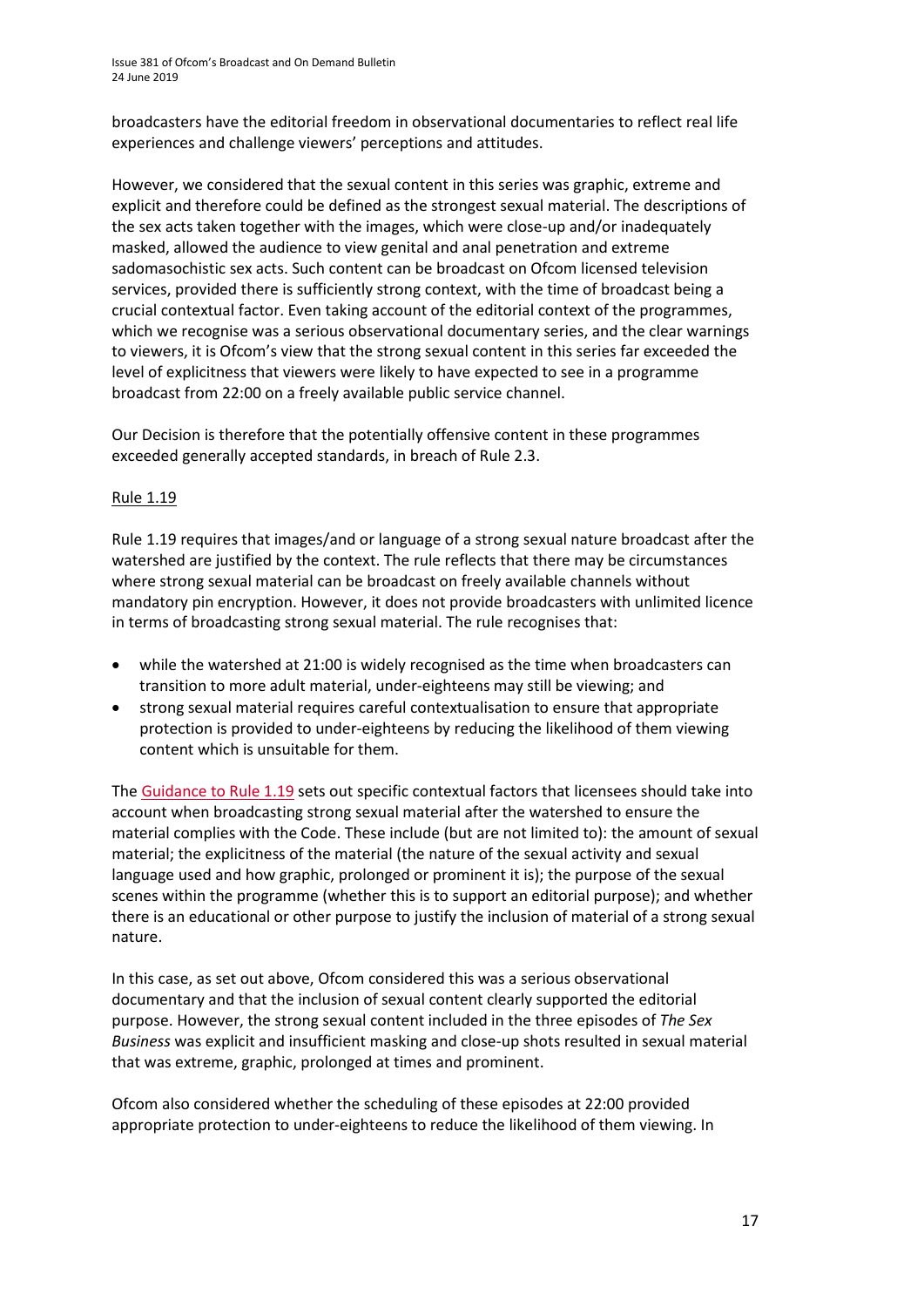broadcasters have the editorial freedom in observational documentaries to reflect real life experiences and challenge viewers' perceptions and attitudes.

However, we considered that the sexual content in this series was graphic, extreme and explicit and therefore could be defined as the strongest sexual material. The descriptions of the sex acts taken together with the images, which were close-up and/or inadequately masked, allowed the audience to view genital and anal penetration and extreme sadomasochistic sex acts. Such content can be broadcast on Ofcom licensed television services, provided there is sufficiently strong context, with the time of broadcast being a crucial contextual factor. Even taking account of the editorial context of the programmes, which we recognise was a serious observational documentary series, and the clear warnings to viewers, it is Ofcom's view that the strong sexual content in this series far exceeded the level of explicitness that viewers were likely to have expected to see in a programme broadcast from 22:00 on a freely available public service channel.

Our Decision is therefore that the potentially offensive content in these programmes exceeded generally accepted standards, in breach of Rule 2.3.

Rule 1.19

Rule 1.19 requires that images/and or language of a strong sexual nature broadcast after the watershed are justified by the context. The rule reflects that there may be circumstances where strong sexual material can be broadcast on freely available channels without mandatory pin encryption. However, it does not provide broadcasters with unlimited licence in terms of broadcasting strong sexual material. The rule recognises that:

- while the watershed at 21:00 is widely recognised as the time when broadcasters can transition to more adult material, under-eighteens may still be viewing; and
- strong sexual material requires careful contextualisation to ensure that appropriate protection is provided to under-eighteens by reducing the likelihood of them viewing content which is unsuitable for them.

The Guidance to Rule 1.19 sets out specific contextual factors that licensees should take into account when broadcasting strong sexual material after the watershed to ensure the material complies with the Code. These include (but are not limited to): the amount of sexual material; the explicitness of the material (the nature of the sexual activity and sexual language used and how graphic, prolonged or prominent it is); the purpose of the sexual scenes within the programme (whether this is to support an editorial purpose); and whether there is an educational or other purpose to justify the inclusion of material of a strong sexual nature.

In this case, as set out above, Ofcom considered this was a serious observational documentary and that the inclusion of sexual content clearly supported the editorial purpose. However, the strong sexual content included in the three episodes of *The Sex Business* was explicit and insufficient masking and close-up shots resulted in sexual material that was extreme, graphic, prolonged at times and prominent.

Ofcom also considered whether the scheduling of these episodes at 22:00 provided appropriate protection to under-eighteens to reduce the likelihood of them viewing. In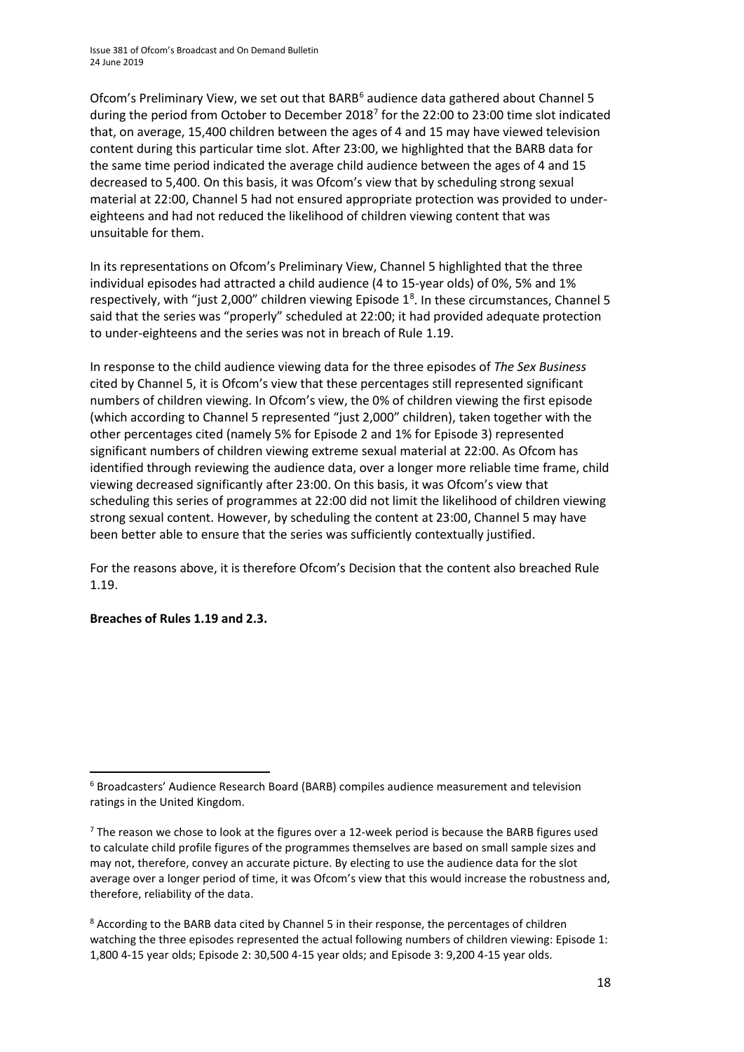Ofcom's Preliminary View, we set out that BARB[6] audience data gathered about Channel 5 during the period from October to December 2018[7] for the 22:00 to 23:00 time slot indicated that, on average, 15,400 children between the ages of 4 and 15 may have viewed television content during this particular time slot. After 23:00, we highlighted that the BARB data for the same time period indicated the average child audience between the ages of 4 and 15 decreased to 5,400. On this basis, it was Ofcom's view that by scheduling strong sexual material at 22:00, Channel 5 had not ensured appropriate protection was provided to under-eighteens and had not reduced the likelihood of children viewing content that was unsuitable for them.

In its representations on Ofcom's Preliminary View, Channel 5 highlighted that the three individual episodes had attracted a child audience (4 to 15-year olds) of 0%, 5% and 1% respectively, with "just 2,000" children viewing Episode 1[8]. In these circumstances, Channel 5 said that the series was "properly" scheduled at 22:00; it had provided adequate protection to under-eighteens and the series was not in breach of Rule 1.19.

In response to the child audience viewing data for the three episodes of *The Sex Business* cited by Channel 5, it is Ofcom's view that these percentages still represented significant numbers of children viewing. In Ofcom's view, the 0% of children viewing the first episode (which according to Channel 5 represented "just 2,000" children), taken together with the other percentages cited (namely 5% for Episode 2 and 1% for Episode 3) represented significant numbers of children viewing extreme sexual material at 22:00. As Ofcom has identified through reviewing the audience data, over a longer more reliable time frame, child viewing decreased significantly after 23:00. On this basis, it was Ofcom's view that scheduling this series of programmes at 22:00 did not limit the likelihood of children viewing strong sexual content. However, by scheduling the content at 23:00, Channel 5 may have been better able to ensure that the series was sufficiently contextually justified.

For the reasons above, it is therefore Ofcom's Decision that the content also breached Rule 1.19.

**Breaches of Rules 1.19 and 2.3.**

---

[6] Broadcasters' Audience Research Board (BARB) compiles audience measurement and television ratings in the United Kingdom.

[7] The reason we chose to look at the figures over a 12-week period is because the BARB figures used to calculate child profile figures of the programmes themselves are based on small sample sizes and may not, therefore, convey an accurate picture. By electing to use the audience data for the slot average over a longer period of time, it was Ofcom's view that this would increase the robustness and, therefore, reliability of the data.

[8] According to the BARB data cited by Channel 5 in their response, the percentages of children watching the three episodes represented the actual following numbers of children viewing: Episode 1: 1,800 4-15 year olds; Episode 2: 30,500 4-15 year olds; and Episode 3: 9,200 4-15 year olds.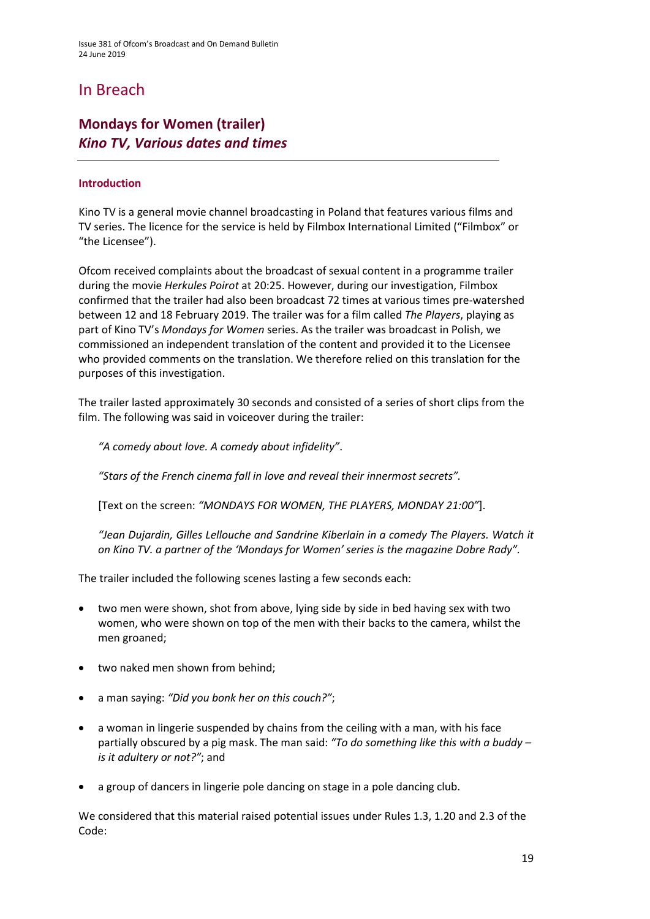# In Breach

## Mondays for Women (trailer)
## *Kino TV, Various dates and times*

---

### Introduction

Kino TV is a general movie channel broadcasting in Poland that features various films and TV series. The licence for the service is held by Filmbox International Limited ("Filmbox" or "the Licensee").

Ofcom received complaints about the broadcast of sexual content in a programme trailer during the movie *Herkules Poirot* at 20:25. However, during our investigation, Filmbox confirmed that the trailer had also been broadcast 72 times at various times pre-watershed between 12 and 18 February 2019. The trailer was for a film called *The Players*, playing as part of Kino TV's *Mondays for Women* series. As the trailer was broadcast in Polish, we commissioned an independent translation of the content and provided it to the Licensee who provided comments on the translation. We therefore relied on this translation for the purposes of this investigation.

The trailer lasted approximately 30 seconds and consisted of a series of short clips from the film. The following was said in voiceover during the trailer:

> *"A comedy about love. A comedy about infidelity"*.
>
> *"Stars of the French cinema fall in love and reveal their innermost secrets"*.
>
> [Text on the screen: *"MONDAYS FOR WOMEN, THE PLAYERS, MONDAY 21:00"*].
>
> *"Jean Dujardin, Gilles Lellouche and Sandrine Kiberlain in a comedy The Players. Watch it on Kino TV. a partner of the 'Mondays for Women' series is the magazine Dobre Rady"*.

The trailer included the following scenes lasting a few seconds each:

- two men were shown, shot from above, lying side by side in bed having sex with two women, who were shown on top of the men with their backs to the camera, whilst the men groaned;
- two naked men shown from behind;
- a man saying: *"Did you bonk her on this couch?"*;
- a woman in lingerie suspended by chains from the ceiling with a man, with his face partially obscured by a pig mask. The man said: *"To do something like this with a buddy – is it adultery or not?"*; and
- a group of dancers in lingerie pole dancing on stage in a pole dancing club.

We considered that this material raised potential issues under Rules 1.3, 1.20 and 2.3 of the Code: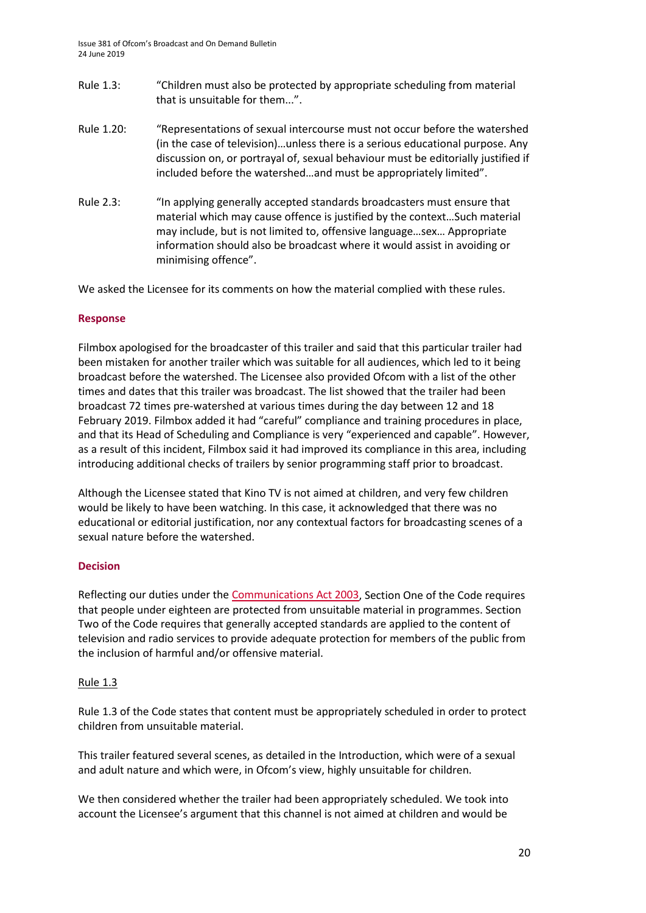Rule 1.3: "Children must also be protected by appropriate scheduling from material that is unsuitable for them...".

Rule 1.20: "Representations of sexual intercourse must not occur before the watershed (in the case of television)…unless there is a serious educational purpose. Any discussion on, or portrayal of, sexual behaviour must be editorially justified if included before the watershed…and must be appropriately limited".

Rule 2.3: "In applying generally accepted standards broadcasters must ensure that material which may cause offence is justified by the context…Such material may include, but is not limited to, offensive language…sex… Appropriate information should also be broadcast where it would assist in avoiding or minimising offence".

We asked the Licensee for its comments on how the material complied with these rules.

## Response

Filmbox apologised for the broadcaster of this trailer and said that this particular trailer had been mistaken for another trailer which was suitable for all audiences, which led to it being broadcast before the watershed. The Licensee also provided Ofcom with a list of the other times and dates that this trailer was broadcast. The list showed that the trailer had been broadcast 72 times pre-watershed at various times during the day between 12 and 18 February 2019. Filmbox added it had "careful" compliance and training procedures in place, and that its Head of Scheduling and Compliance is very "experienced and capable". However, as a result of this incident, Filmbox said it had improved its compliance in this area, including introducing additional checks of trailers by senior programming staff prior to broadcast.

Although the Licensee stated that Kino TV is not aimed at children, and very few children would be likely to have been watching. In this case, it acknowledged that there was no educational or editorial justification, nor any contextual factors for broadcasting scenes of a sexual nature before the watershed.

## Decision

Reflecting our duties under the Communications Act 2003, Section One of the Code requires that people under eighteen are protected from unsuitable material in programmes. Section Two of the Code requires that generally accepted standards are applied to the content of television and radio services to provide adequate protection for members of the public from the inclusion of harmful and/or offensive material.

### Rule 1.3

Rule 1.3 of the Code states that content must be appropriately scheduled in order to protect children from unsuitable material.

This trailer featured several scenes, as detailed in the Introduction, which were of a sexual and adult nature and which were, in Ofcom's view, highly unsuitable for children.

We then considered whether the trailer had been appropriately scheduled. We took into account the Licensee's argument that this channel is not aimed at children and would be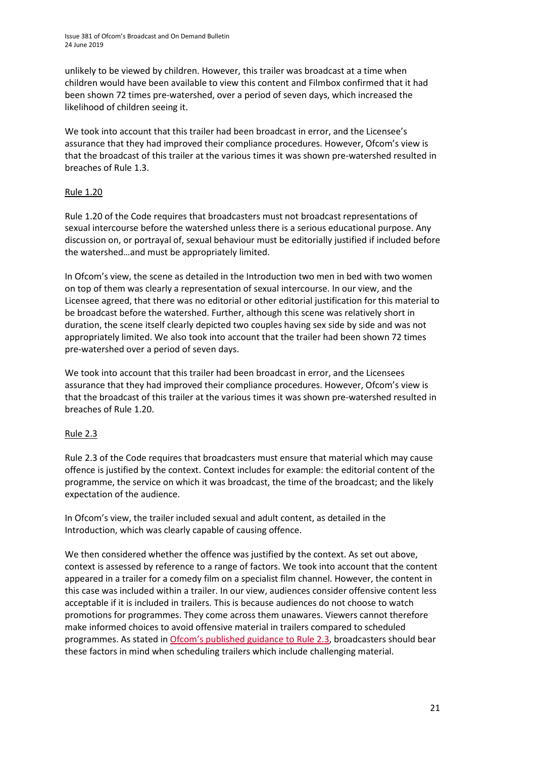unlikely to be viewed by children. However, this trailer was broadcast at a time when children would have been available to view this content and Filmbox confirmed that it had been shown 72 times pre-watershed, over a period of seven days, which increased the likelihood of children seeing it.

We took into account that this trailer had been broadcast in error, and the Licensee's assurance that they had improved their compliance procedures. However, Ofcom's view is that the broadcast of this trailer at the various times it was shown pre-watershed resulted in breaches of Rule 1.3.

Rule 1.20

Rule 1.20 of the Code requires that broadcasters must not broadcast representations of sexual intercourse before the watershed unless there is a serious educational purpose. Any discussion on, or portrayal of, sexual behaviour must be editorially justified if included before the watershed…and must be appropriately limited.

In Ofcom's view, the scene as detailed in the Introduction two men in bed with two women on top of them was clearly a representation of sexual intercourse. In our view, and the Licensee agreed, that there was no editorial or other editorial justification for this material to be broadcast before the watershed. Further, although this scene was relatively short in duration, the scene itself clearly depicted two couples having sex side by side and was not appropriately limited. We also took into account that the trailer had been shown 72 times pre-watershed over a period of seven days.

We took into account that this trailer had been broadcast in error, and the Licensees assurance that they had improved their compliance procedures. However, Ofcom's view is that the broadcast of this trailer at the various times it was shown pre-watershed resulted in breaches of Rule 1.20.

Rule 2.3

Rule 2.3 of the Code requires that broadcasters must ensure that material which may cause offence is justified by the context. Context includes for example: the editorial content of the programme, the service on which it was broadcast, the time of the broadcast; and the likely expectation of the audience.

In Ofcom's view, the trailer included sexual and adult content, as detailed in the Introduction, which was clearly capable of causing offence.

We then considered whether the offence was justified by the context. As set out above, context is assessed by reference to a range of factors. We took into account that the content appeared in a trailer for a comedy film on a specialist film channel. However, the content in this case was included within a trailer. In our view, audiences consider offensive content less acceptable if it is included in trailers. This is because audiences do not choose to watch promotions for programmes. They come across them unawares. Viewers cannot therefore make informed choices to avoid offensive material in trailers compared to scheduled programmes. As stated in Ofcom's published guidance to Rule 2.3, broadcasters should bear these factors in mind when scheduling trailers which include challenging material.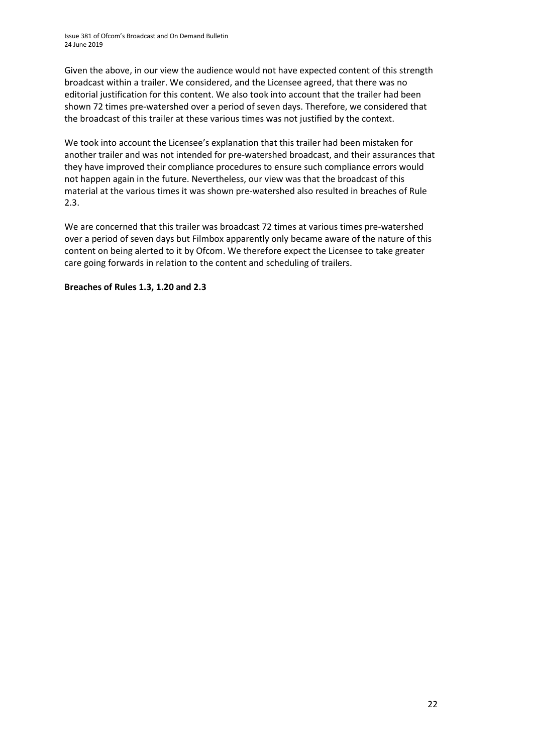Given the above, in our view the audience would not have expected content of this strength broadcast within a trailer. We considered, and the Licensee agreed, that there was no editorial justification for this content. We also took into account that the trailer had been shown 72 times pre-watershed over a period of seven days. Therefore, we considered that the broadcast of this trailer at these various times was not justified by the context.

We took into account the Licensee's explanation that this trailer had been mistaken for another trailer and was not intended for pre-watershed broadcast, and their assurances that they have improved their compliance procedures to ensure such compliance errors would not happen again in the future. Nevertheless, our view was that the broadcast of this material at the various times it was shown pre-watershed also resulted in breaches of Rule 2.3.

We are concerned that this trailer was broadcast 72 times at various times pre-watershed over a period of seven days but Filmbox apparently only became aware of the nature of this content on being alerted to it by Ofcom. We therefore expect the Licensee to take greater care going forwards in relation to the content and scheduling of trailers.

**Breaches of Rules 1.3, 1.20 and 2.3**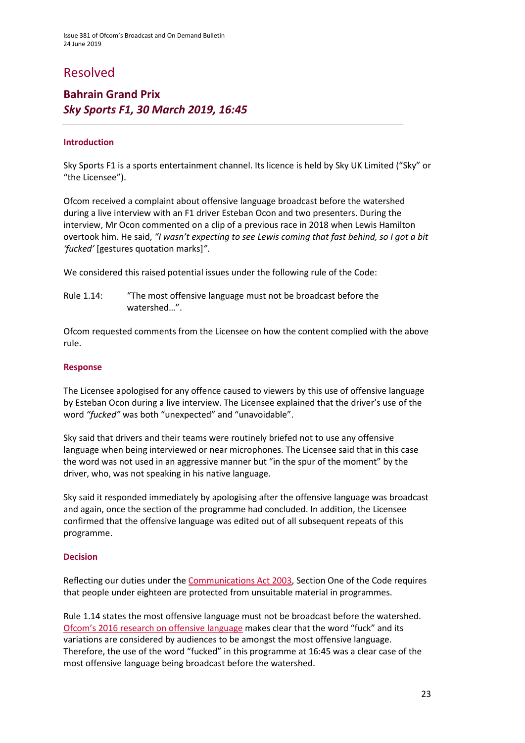# Resolved

## Bahrain Grand Prix
### *Sky Sports F1, 30 March 2019, 16:45*

---

#### Introduction

Sky Sports F1 is a sports entertainment channel. Its licence is held by Sky UK Limited ("Sky" or "the Licensee").

Ofcom received a complaint about offensive language broadcast before the watershed during a live interview with an F1 driver Esteban Ocon and two presenters. During the interview, Mr Ocon commented on a clip of a previous race in 2018 when Lewis Hamilton overtook him. He said, *"I wasn't expecting to see Lewis coming that fast behind, so I got a bit 'fucked'* [gestures quotation marks]*"*.

We considered this raised potential issues under the following rule of the Code:

Rule 1.14: "The most offensive language must not be broadcast before the watershed…".

Ofcom requested comments from the Licensee on how the content complied with the above rule.

#### Response

The Licensee apologised for any offence caused to viewers by this use of offensive language by Esteban Ocon during a live interview. The Licensee explained that the driver's use of the word *"fucked"* was both "unexpected" and "unavoidable".

Sky said that drivers and their teams were routinely briefed not to use any offensive language when being interviewed or near microphones. The Licensee said that in this case the word was not used in an aggressive manner but "in the spur of the moment" by the driver, who, was not speaking in his native language.

Sky said it responded immediately by apologising after the offensive language was broadcast and again, once the section of the programme had concluded. In addition, the Licensee confirmed that the offensive language was edited out of all subsequent repeats of this programme.

#### Decision

Reflecting our duties under the Communications Act 2003, Section One of the Code requires that people under eighteen are protected from unsuitable material in programmes.

Rule 1.14 states the most offensive language must not be broadcast before the watershed. Ofcom's 2016 research on offensive language makes clear that the word "fuck" and its variations are considered by audiences to be amongst the most offensive language. Therefore, the use of the word "fucked" in this programme at 16:45 was a clear case of the most offensive language being broadcast before the watershed.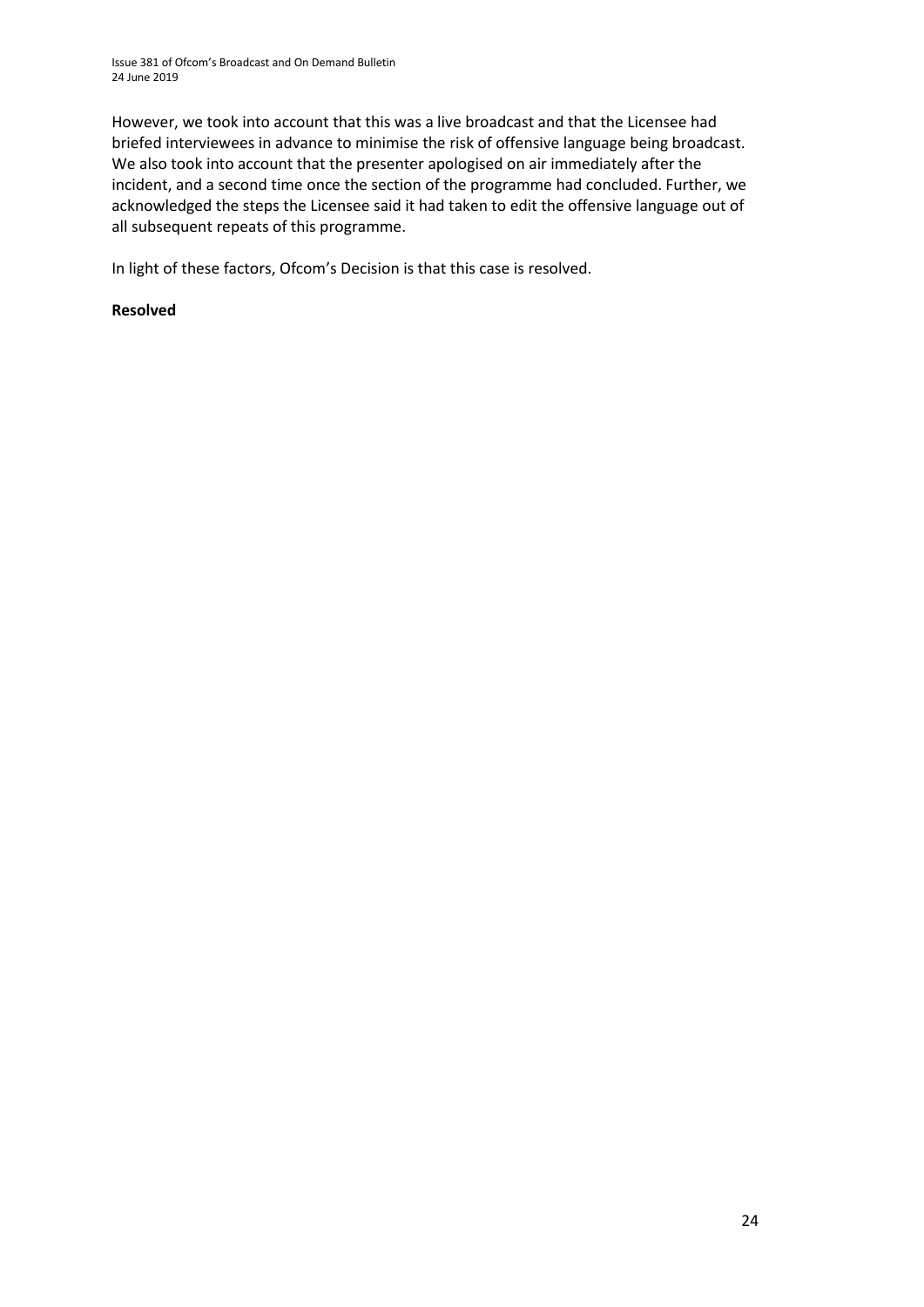However, we took into account that this was a live broadcast and that the Licensee had briefed interviewees in advance to minimise the risk of offensive language being broadcast. We also took into account that the presenter apologised on air immediately after the incident, and a second time once the section of the programme had concluded. Further, we acknowledged the steps the Licensee said it had taken to edit the offensive language out of all subsequent repeats of this programme.

In light of these factors, Ofcom's Decision is that this case is resolved.

**Resolved**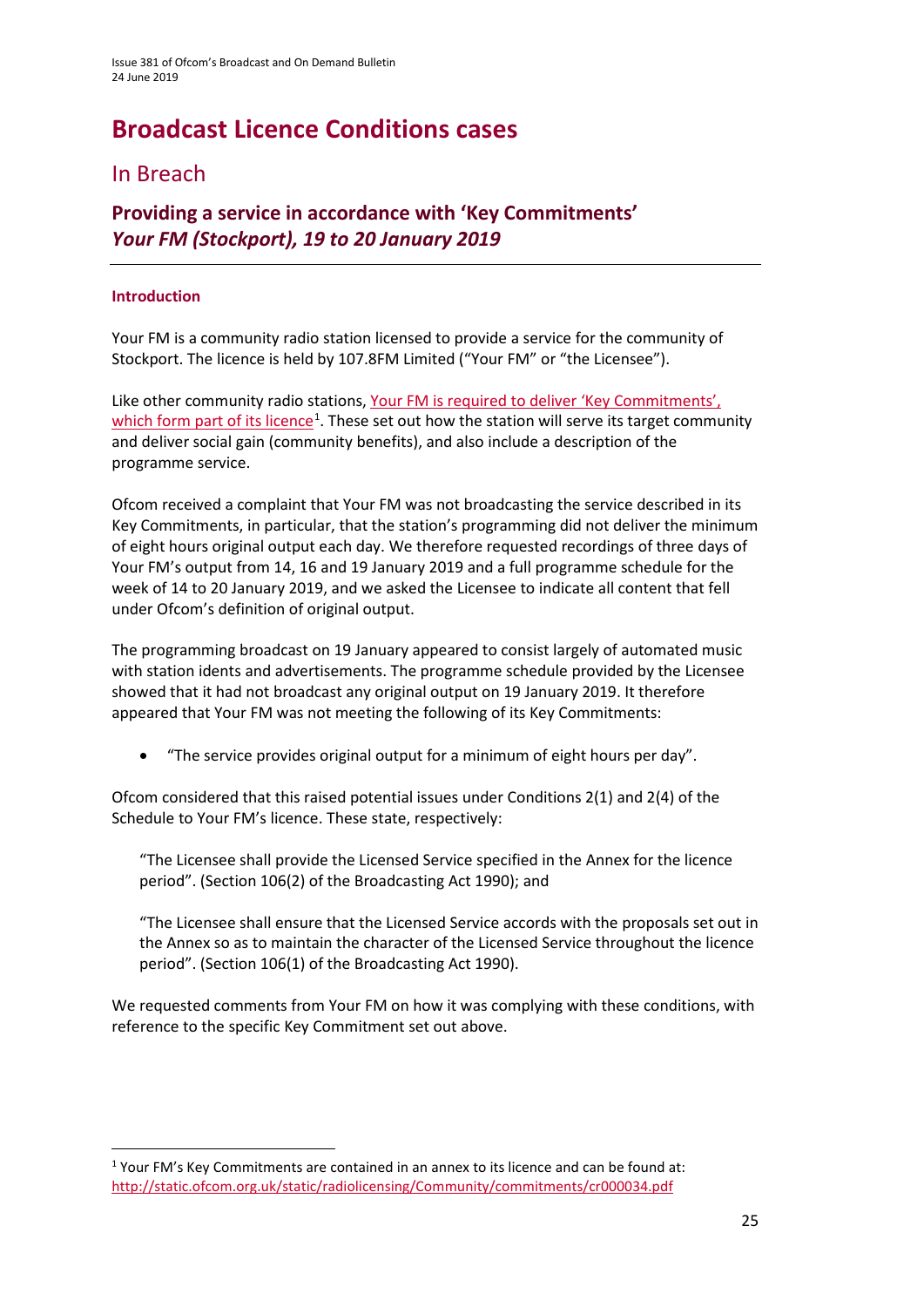# Broadcast Licence Conditions cases

## In Breach

### Providing a service in accordance with 'Key Commitments' *Your FM (Stockport), 19 to 20 January 2019*

#### Introduction

Your FM is a community radio station licensed to provide a service for the community of Stockport. The licence is held by 107.8FM Limited ("Your FM" or "the Licensee").

Like other community radio stations, Your FM is required to deliver 'Key Commitments', which form part of its licence[1]. These set out how the station will serve its target community and deliver social gain (community benefits), and also include a description of the programme service.

Ofcom received a complaint that Your FM was not broadcasting the service described in its Key Commitments, in particular, that the station's programming did not deliver the minimum of eight hours original output each day. We therefore requested recordings of three days of Your FM's output from 14, 16 and 19 January 2019 and a full programme schedule for the week of 14 to 20 January 2019, and we asked the Licensee to indicate all content that fell under Ofcom's definition of original output.

The programming broadcast on 19 January appeared to consist largely of automated music with station idents and advertisements. The programme schedule provided by the Licensee showed that it had not broadcast any original output on 19 January 2019. It therefore appeared that Your FM was not meeting the following of its Key Commitments:

- "The service provides original output for a minimum of eight hours per day".

Ofcom considered that this raised potential issues under Conditions 2(1) and 2(4) of the Schedule to Your FM's licence. These state, respectively:

> "The Licensee shall provide the Licensed Service specified in the Annex for the licence period". (Section 106(2) of the Broadcasting Act 1990); and
>
> "The Licensee shall ensure that the Licensed Service accords with the proposals set out in the Annex so as to maintain the character of the Licensed Service throughout the licence period". (Section 106(1) of the Broadcasting Act 1990).

We requested comments from Your FM on how it was complying with these conditions, with reference to the specific Key Commitment set out above.

---

[1] Your FM's Key Commitments are contained in an annex to its licence and can be found at: http://static.ofcom.org.uk/static/radiolicensing/Community/commitments/cr000034.pdf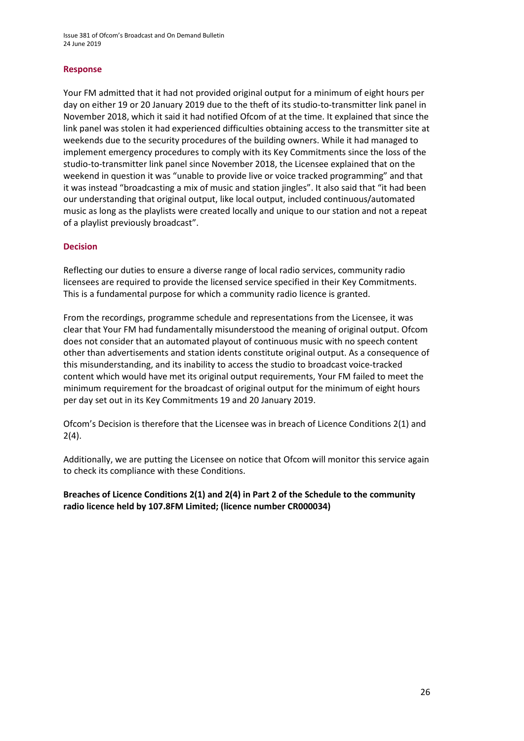### Response

Your FM admitted that it had not provided original output for a minimum of eight hours per day on either 19 or 20 January 2019 due to the theft of its studio-to-transmitter link panel in November 2018, which it said it had notified Ofcom of at the time. It explained that since the link panel was stolen it had experienced difficulties obtaining access to the transmitter site at weekends due to the security procedures of the building owners. While it had managed to implement emergency procedures to comply with its Key Commitments since the loss of the studio-to-transmitter link panel since November 2018, the Licensee explained that on the weekend in question it was "unable to provide live or voice tracked programming" and that it was instead "broadcasting a mix of music and station jingles". It also said that "it had been our understanding that original output, like local output, included continuous/automated music as long as the playlists were created locally and unique to our station and not a repeat of a playlist previously broadcast".

### Decision

Reflecting our duties to ensure a diverse range of local radio services, community radio licensees are required to provide the licensed service specified in their Key Commitments. This is a fundamental purpose for which a community radio licence is granted.

From the recordings, programme schedule and representations from the Licensee, it was clear that Your FM had fundamentally misunderstood the meaning of original output. Ofcom does not consider that an automated playout of continuous music with no speech content other than advertisements and station idents constitute original output. As a consequence of this misunderstanding, and its inability to access the studio to broadcast voice-tracked content which would have met its original output requirements, Your FM failed to meet the minimum requirement for the broadcast of original output for the minimum of eight hours per day set out in its Key Commitments 19 and 20 January 2019.

Ofcom's Decision is therefore that the Licensee was in breach of Licence Conditions 2(1) and 2(4).

Additionally, we are putting the Licensee on notice that Ofcom will monitor this service again to check its compliance with these Conditions.

**Breaches of Licence Conditions 2(1) and 2(4) in Part 2 of the Schedule to the community radio licence held by 107.8FM Limited; (licence number CR000034)**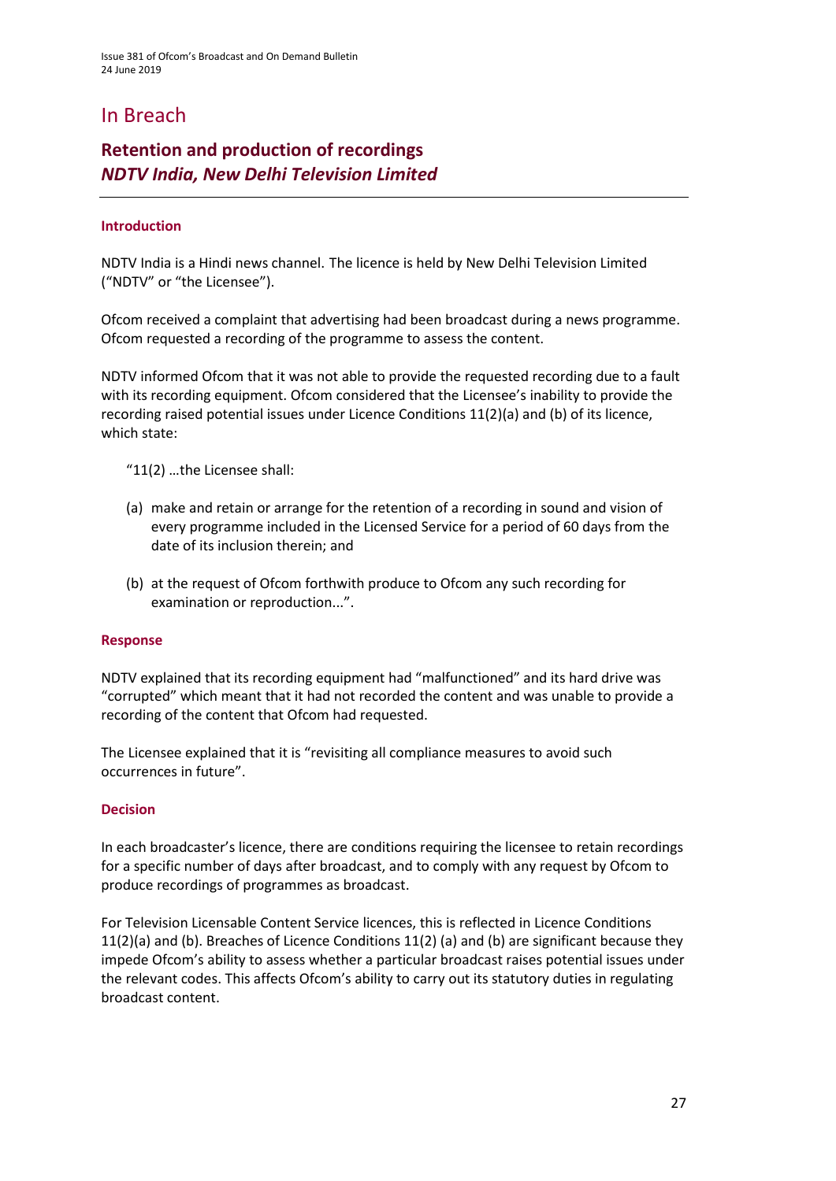# In Breach

## Retention and production of recordings
## *NDTV India, New Delhi Television Limited*

### Introduction

NDTV India is a Hindi news channel. The licence is held by New Delhi Television Limited ("NDTV" or "the Licensee").

Ofcom received a complaint that advertising had been broadcast during a news programme. Ofcom requested a recording of the programme to assess the content.

NDTV informed Ofcom that it was not able to provide the requested recording due to a fault with its recording equipment. Ofcom considered that the Licensee's inability to provide the recording raised potential issues under Licence Conditions 11(2)(a) and (b) of its licence, which state:

"11(2) …the Licensee shall:

(a) make and retain or arrange for the retention of a recording in sound and vision of every programme included in the Licensed Service for a period of 60 days from the date of its inclusion therein; and

(b) at the request of Ofcom forthwith produce to Ofcom any such recording for examination or reproduction...".

### Response

NDTV explained that its recording equipment had "malfunctioned" and its hard drive was "corrupted" which meant that it had not recorded the content and was unable to provide a recording of the content that Ofcom had requested.

The Licensee explained that it is "revisiting all compliance measures to avoid such occurrences in future".

### Decision

In each broadcaster's licence, there are conditions requiring the licensee to retain recordings for a specific number of days after broadcast, and to comply with any request by Ofcom to produce recordings of programmes as broadcast.

For Television Licensable Content Service licences, this is reflected in Licence Conditions 11(2)(a) and (b). Breaches of Licence Conditions 11(2) (a) and (b) are significant because they impede Ofcom's ability to assess whether a particular broadcast raises potential issues under the relevant codes. This affects Ofcom's ability to carry out its statutory duties in regulating broadcast content.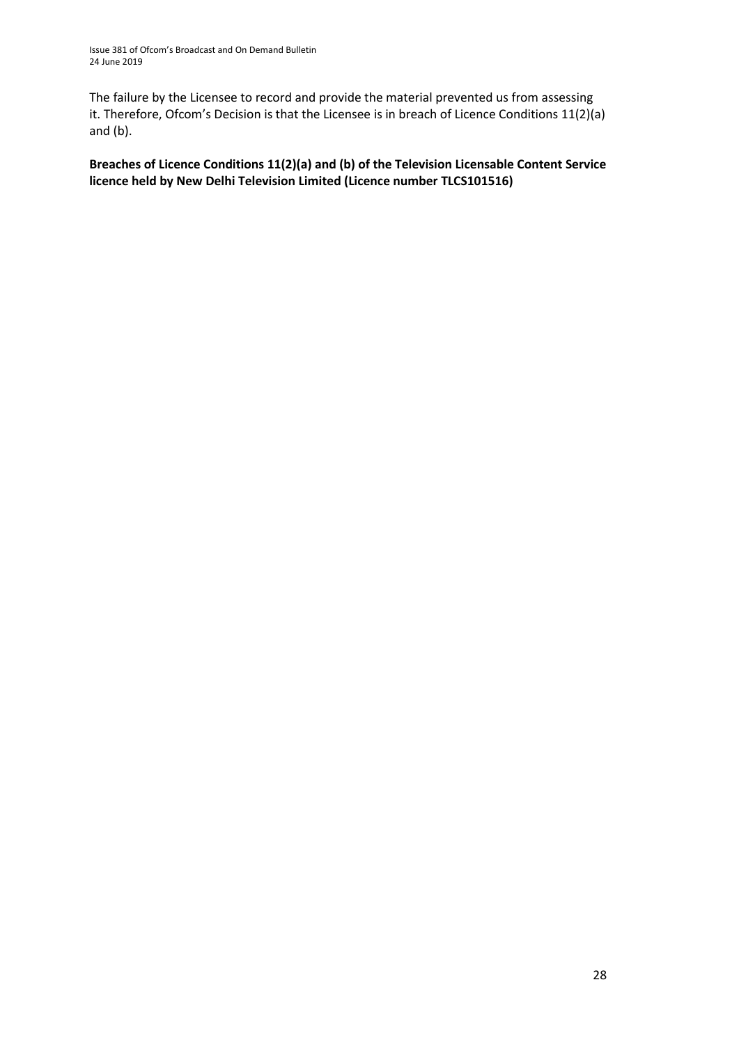The failure by the Licensee to record and provide the material prevented us from assessing it. Therefore, Ofcom's Decision is that the Licensee is in breach of Licence Conditions 11(2)(a) and (b).

**Breaches of Licence Conditions 11(2)(a) and (b) of the Television Licensable Content Service licence held by New Delhi Television Limited (Licence number TLCS101516)**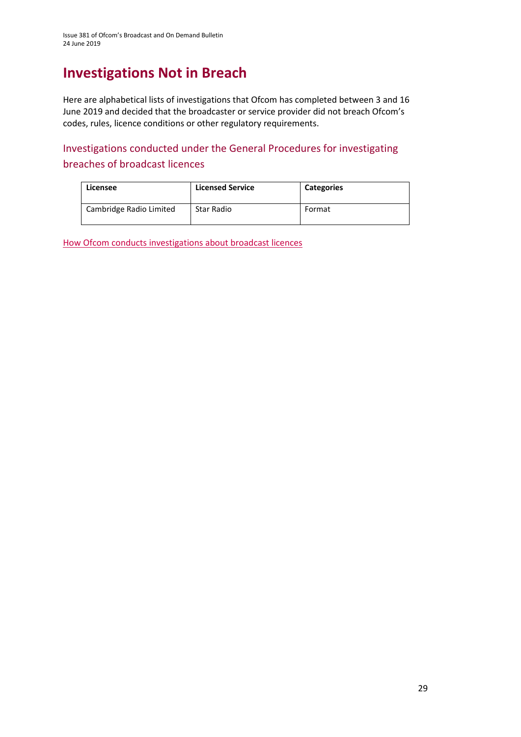# Investigations Not in Breach

Here are alphabetical lists of investigations that Ofcom has completed between 3 and 16 June 2019 and decided that the broadcaster or service provider did not breach Ofcom's codes, rules, licence conditions or other regulatory requirements.

## Investigations conducted under the General Procedures for investigating breaches of broadcast licences

| Licensee | Licensed Service | Categories |
|---|---|---|
| Cambridge Radio Limited | Star Radio | Format |

How Ofcom conducts investigations about broadcast licences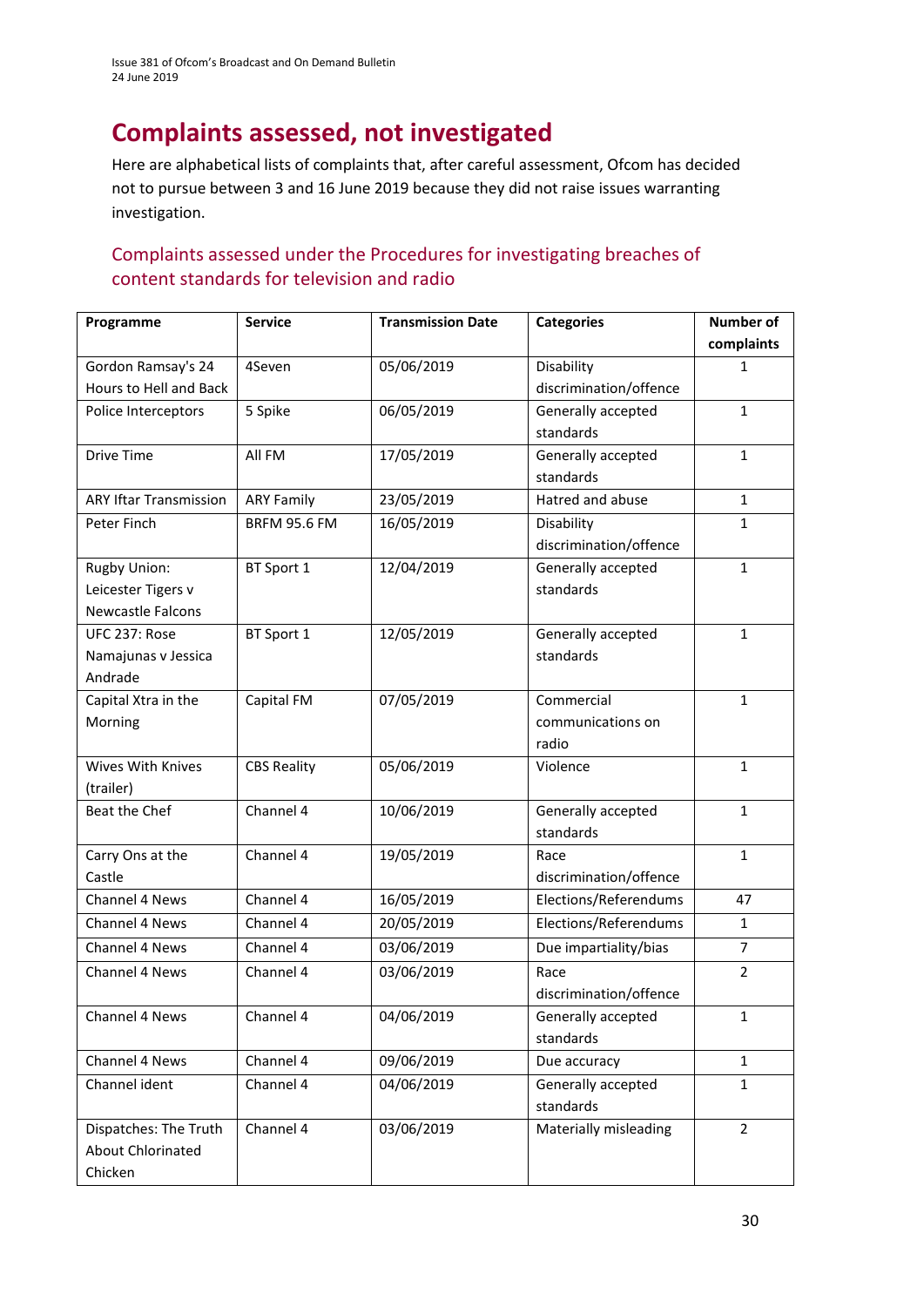# Complaints assessed, not investigated

Here are alphabetical lists of complaints that, after careful assessment, Ofcom has decided not to pursue between 3 and 16 June 2019 because they did not raise issues warranting investigation.

## Complaints assessed under the Procedures for investigating breaches of content standards for television and radio

| Programme | Service | Transmission Date | Categories | Number of complaints |
|---|---|---|---|---|
| Gordon Ramsay's 24 Hours to Hell and Back | 4Seven | 05/06/2019 | Disability discrimination/offence | 1 |
| Police Interceptors | 5 Spike | 06/05/2019 | Generally accepted standards | 1 |
| Drive Time | All FM | 17/05/2019 | Generally accepted standards | 1 |
| ARY Iftar Transmission | ARY Family | 23/05/2019 | Hatred and abuse | 1 |
| Peter Finch | BRFM 95.6 FM | 16/05/2019 | Disability discrimination/offence | 1 |
| Rugby Union: Leicester Tigers v Newcastle Falcons | BT Sport 1 | 12/04/2019 | Generally accepted standards | 1 |
| UFC 237: Rose Namajunas v Jessica Andrade | BT Sport 1 | 12/05/2019 | Generally accepted standards | 1 |
| Capital Xtra in the Morning | Capital FM | 07/05/2019 | Commercial communications on radio | 1 |
| Wives With Knives (trailer) | CBS Reality | 05/06/2019 | Violence | 1 |
| Beat the Chef | Channel 4 | 10/06/2019 | Generally accepted standards | 1 |
| Carry Ons at the Castle | Channel 4 | 19/05/2019 | Race discrimination/offence | 1 |
| Channel 4 News | Channel 4 | 16/05/2019 | Elections/Referendums | 47 |
| Channel 4 News | Channel 4 | 20/05/2019 | Elections/Referendums | 1 |
| Channel 4 News | Channel 4 | 03/06/2019 | Due impartiality/bias | 7 |
| Channel 4 News | Channel 4 | 03/06/2019 | Race discrimination/offence | 2 |
| Channel 4 News | Channel 4 | 04/06/2019 | Generally accepted standards | 1 |
| Channel 4 News | Channel 4 | 09/06/2019 | Due accuracy | 1 |
| Channel ident | Channel 4 | 04/06/2019 | Generally accepted standards | 1 |
| Dispatches: The Truth About Chlorinated Chicken | Channel 4 | 03/06/2019 | Materially misleading | 2 |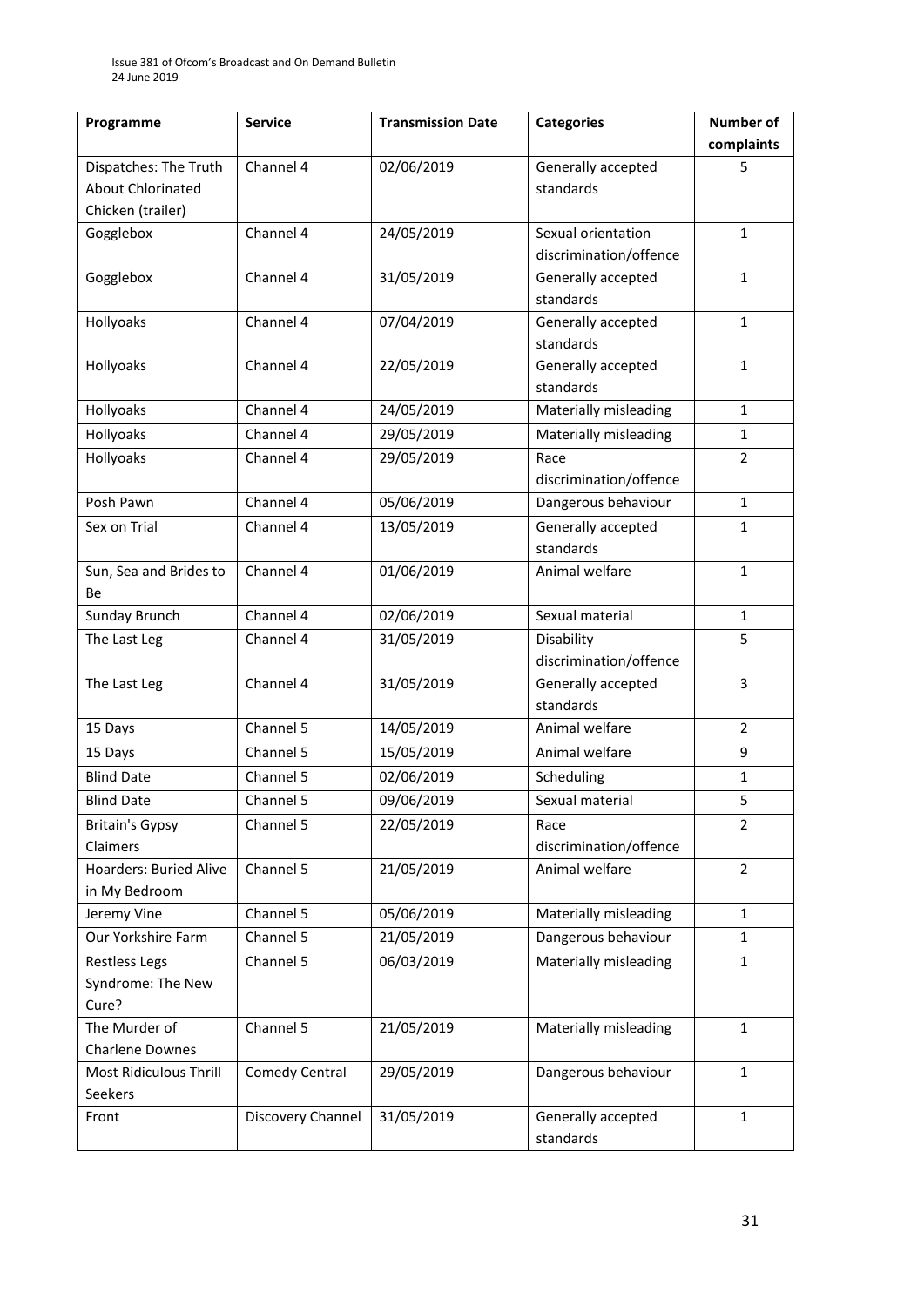| Programme | Service | Transmission Date | Categories | Number of complaints |
|---|---|---|---|---|
| Dispatches: The Truth About Chlorinated Chicken (trailer) | Channel 4 | 02/06/2019 | Generally accepted standards | 5 |
| Gogglebox | Channel 4 | 24/05/2019 | Sexual orientation discrimination/offence | 1 |
| Gogglebox | Channel 4 | 31/05/2019 | Generally accepted standards | 1 |
| Hollyoaks | Channel 4 | 07/04/2019 | Generally accepted standards | 1 |
| Hollyoaks | Channel 4 | 22/05/2019 | Generally accepted standards | 1 |
| Hollyoaks | Channel 4 | 24/05/2019 | Materially misleading | 1 |
| Hollyoaks | Channel 4 | 29/05/2019 | Materially misleading | 1 |
| Hollyoaks | Channel 4 | 29/05/2019 | Race discrimination/offence | 2 |
| Posh Pawn | Channel 4 | 05/06/2019 | Dangerous behaviour | 1 |
| Sex on Trial | Channel 4 | 13/05/2019 | Generally accepted standards | 1 |
| Sun, Sea and Brides to Be | Channel 4 | 01/06/2019 | Animal welfare | 1 |
| Sunday Brunch | Channel 4 | 02/06/2019 | Sexual material | 1 |
| The Last Leg | Channel 4 | 31/05/2019 | Disability discrimination/offence | 5 |
| The Last Leg | Channel 4 | 31/05/2019 | Generally accepted standards | 3 |
| 15 Days | Channel 5 | 14/05/2019 | Animal welfare | 2 |
| 15 Days | Channel 5 | 15/05/2019 | Animal welfare | 9 |
| Blind Date | Channel 5 | 02/06/2019 | Scheduling | 1 |
| Blind Date | Channel 5 | 09/06/2019 | Sexual material | 5 |
| Britain's Gypsy Claimers | Channel 5 | 22/05/2019 | Race discrimination/offence | 2 |
| Hoarders: Buried Alive in My Bedroom | Channel 5 | 21/05/2019 | Animal welfare | 2 |
| Jeremy Vine | Channel 5 | 05/06/2019 | Materially misleading | 1 |
| Our Yorkshire Farm | Channel 5 | 21/05/2019 | Dangerous behaviour | 1 |
| Restless Legs Syndrome: The New Cure? | Channel 5 | 06/03/2019 | Materially misleading | 1 |
| The Murder of Charlene Downes | Channel 5 | 21/05/2019 | Materially misleading | 1 |
| Most Ridiculous Thrill Seekers | Comedy Central | 29/05/2019 | Dangerous behaviour | 1 |
| Front | Discovery Channel | 31/05/2019 | Generally accepted standards | 1 |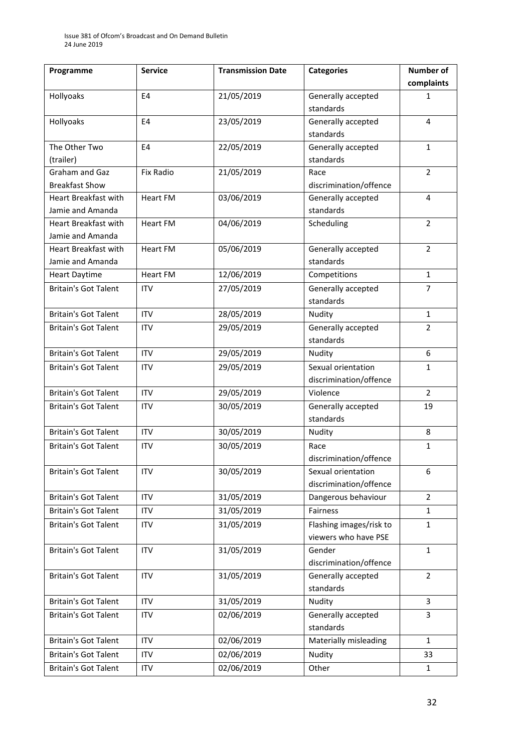| Programme | Service | Transmission Date | Categories | Number of complaints |
| --- | --- | --- | --- | --- |
| Hollyoaks | E4 | 21/05/2019 | Generally accepted standards | 1 |
| Hollyoaks | E4 | 23/05/2019 | Generally accepted standards | 4 |
| The Other Two (trailer) | E4 | 22/05/2019 | Generally accepted standards | 1 |
| Graham and Gaz Breakfast Show | Fix Radio | 21/05/2019 | Race discrimination/offence | 2 |
| Heart Breakfast with Jamie and Amanda | Heart FM | 03/06/2019 | Generally accepted standards | 4 |
| Heart Breakfast with Jamie and Amanda | Heart FM | 04/06/2019 | Scheduling | 2 |
| Heart Breakfast with Jamie and Amanda | Heart FM | 05/06/2019 | Generally accepted standards | 2 |
| Heart Daytime | Heart FM | 12/06/2019 | Competitions | 1 |
| Britain's Got Talent | ITV | 27/05/2019 | Generally accepted standards | 7 |
| Britain's Got Talent | ITV | 28/05/2019 | Nudity | 1 |
| Britain's Got Talent | ITV | 29/05/2019 | Generally accepted standards | 2 |
| Britain's Got Talent | ITV | 29/05/2019 | Nudity | 6 |
| Britain's Got Talent | ITV | 29/05/2019 | Sexual orientation discrimination/offence | 1 |
| Britain's Got Talent | ITV | 29/05/2019 | Violence | 2 |
| Britain's Got Talent | ITV | 30/05/2019 | Generally accepted standards | 19 |
| Britain's Got Talent | ITV | 30/05/2019 | Nudity | 8 |
| Britain's Got Talent | ITV | 30/05/2019 | Race discrimination/offence | 1 |
| Britain's Got Talent | ITV | 30/05/2019 | Sexual orientation discrimination/offence | 6 |
| Britain's Got Talent | ITV | 31/05/2019 | Dangerous behaviour | 2 |
| Britain's Got Talent | ITV | 31/05/2019 | Fairness | 1 |
| Britain's Got Talent | ITV | 31/05/2019 | Flashing images/risk to viewers who have PSE | 1 |
| Britain's Got Talent | ITV | 31/05/2019 | Gender discrimination/offence | 1 |
| Britain's Got Talent | ITV | 31/05/2019 | Generally accepted standards | 2 |
| Britain's Got Talent | ITV | 31/05/2019 | Nudity | 3 |
| Britain's Got Talent | ITV | 02/06/2019 | Generally accepted standards | 3 |
| Britain's Got Talent | ITV | 02/06/2019 | Materially misleading | 1 |
| Britain's Got Talent | ITV | 02/06/2019 | Nudity | 33 |
| Britain's Got Talent | ITV | 02/06/2019 | Other | 1 |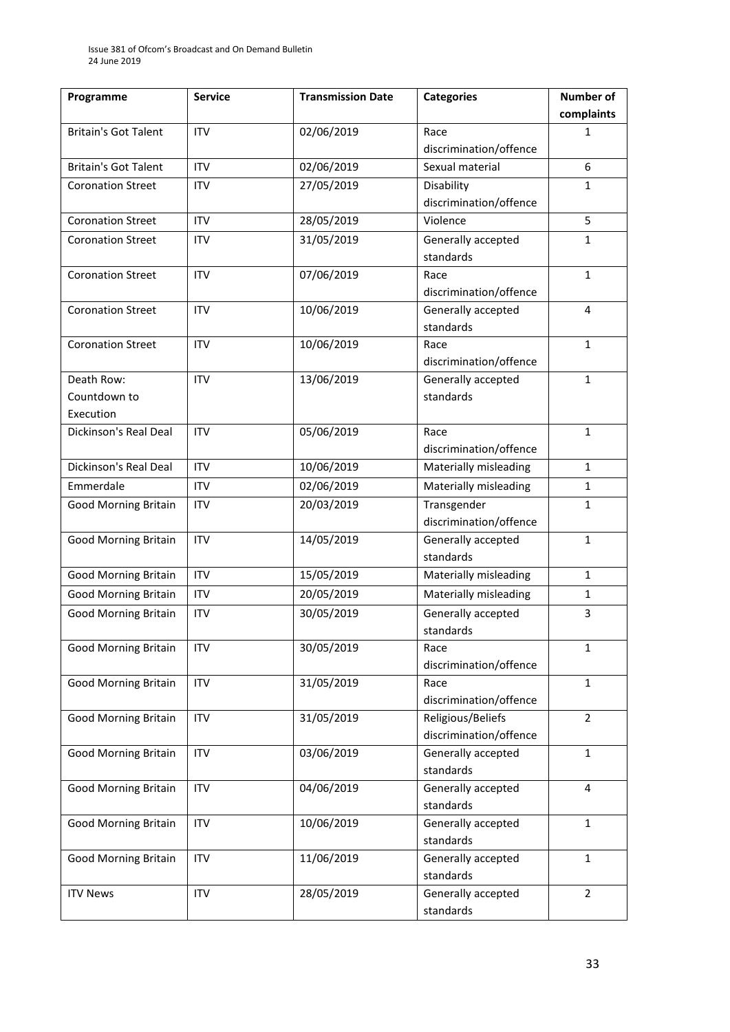| Programme | Service | Transmission Date | Categories | Number of complaints |
|---|---|---|---|---|
| Britain's Got Talent | ITV | 02/06/2019 | Race discrimination/offence | 1 |
| Britain's Got Talent | ITV | 02/06/2019 | Sexual material | 6 |
| Coronation Street | ITV | 27/05/2019 | Disability discrimination/offence | 1 |
| Coronation Street | ITV | 28/05/2019 | Violence | 5 |
| Coronation Street | ITV | 31/05/2019 | Generally accepted standards | 1 |
| Coronation Street | ITV | 07/06/2019 | Race discrimination/offence | 1 |
| Coronation Street | ITV | 10/06/2019 | Generally accepted standards | 4 |
| Coronation Street | ITV | 10/06/2019 | Race discrimination/offence | 1 |
| Death Row: Countdown to Execution | ITV | 13/06/2019 | Generally accepted standards | 1 |
| Dickinson's Real Deal | ITV | 05/06/2019 | Race discrimination/offence | 1 |
| Dickinson's Real Deal | ITV | 10/06/2019 | Materially misleading | 1 |
| Emmerdale | ITV | 02/06/2019 | Materially misleading | 1 |
| Good Morning Britain | ITV | 20/03/2019 | Transgender discrimination/offence | 1 |
| Good Morning Britain | ITV | 14/05/2019 | Generally accepted standards | 1 |
| Good Morning Britain | ITV | 15/05/2019 | Materially misleading | 1 |
| Good Morning Britain | ITV | 20/05/2019 | Materially misleading | 1 |
| Good Morning Britain | ITV | 30/05/2019 | Generally accepted standards | 3 |
| Good Morning Britain | ITV | 30/05/2019 | Race discrimination/offence | 1 |
| Good Morning Britain | ITV | 31/05/2019 | Race discrimination/offence | 1 |
| Good Morning Britain | ITV | 31/05/2019 | Religious/Beliefs discrimination/offence | 2 |
| Good Morning Britain | ITV | 03/06/2019 | Generally accepted standards | 1 |
| Good Morning Britain | ITV | 04/06/2019 | Generally accepted standards | 4 |
| Good Morning Britain | ITV | 10/06/2019 | Generally accepted standards | 1 |
| Good Morning Britain | ITV | 11/06/2019 | Generally accepted standards | 1 |
| ITV News | ITV | 28/05/2019 | Generally accepted standards | 2 |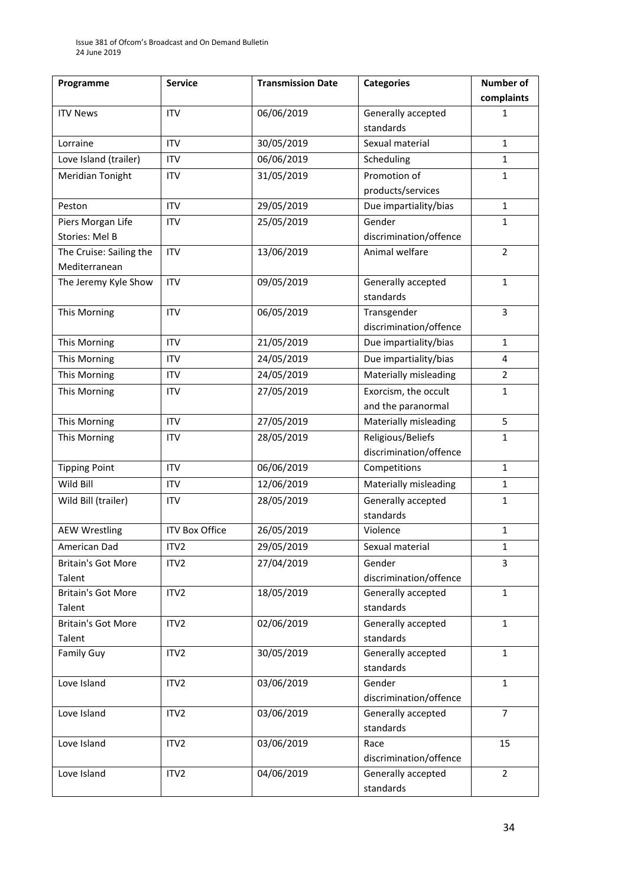| Programme | Service | Transmission Date | Categories | Number of complaints |
|---|---|---|---|---|
| ITV News | ITV | 06/06/2019 | Generally accepted standards | 1 |
| Lorraine | ITV | 30/05/2019 | Sexual material | 1 |
| Love Island (trailer) | ITV | 06/06/2019 | Scheduling | 1 |
| Meridian Tonight | ITV | 31/05/2019 | Promotion of products/services | 1 |
| Peston | ITV | 29/05/2019 | Due impartiality/bias | 1 |
| Piers Morgan Life Stories: Mel B | ITV | 25/05/2019 | Gender discrimination/offence | 1 |
| The Cruise: Sailing the Mediterranean | ITV | 13/06/2019 | Animal welfare | 2 |
| The Jeremy Kyle Show | ITV | 09/05/2019 | Generally accepted standards | 1 |
| This Morning | ITV | 06/05/2019 | Transgender discrimination/offence | 3 |
| This Morning | ITV | 21/05/2019 | Due impartiality/bias | 1 |
| This Morning | ITV | 24/05/2019 | Due impartiality/bias | 4 |
| This Morning | ITV | 24/05/2019 | Materially misleading | 2 |
| This Morning | ITV | 27/05/2019 | Exorcism, the occult and the paranormal | 1 |
| This Morning | ITV | 27/05/2019 | Materially misleading | 5 |
| This Morning | ITV | 28/05/2019 | Religious/Beliefs discrimination/offence | 1 |
| Tipping Point | ITV | 06/06/2019 | Competitions | 1 |
| Wild Bill | ITV | 12/06/2019 | Materially misleading | 1 |
| Wild Bill (trailer) | ITV | 28/05/2019 | Generally accepted standards | 1 |
| AEW Wrestling | ITV Box Office | 26/05/2019 | Violence | 1 |
| American Dad | ITV2 | 29/05/2019 | Sexual material | 1 |
| Britain's Got More Talent | ITV2 | 27/04/2019 | Gender discrimination/offence | 3 |
| Britain's Got More Talent | ITV2 | 18/05/2019 | Generally accepted standards | 1 |
| Britain's Got More Talent | ITV2 | 02/06/2019 | Generally accepted standards | 1 |
| Family Guy | ITV2 | 30/05/2019 | Generally accepted standards | 1 |
| Love Island | ITV2 | 03/06/2019 | Gender discrimination/offence | 1 |
| Love Island | ITV2 | 03/06/2019 | Generally accepted standards | 7 |
| Love Island | ITV2 | 03/06/2019 | Race discrimination/offence | 15 |
| Love Island | ITV2 | 04/06/2019 | Generally accepted standards | 2 |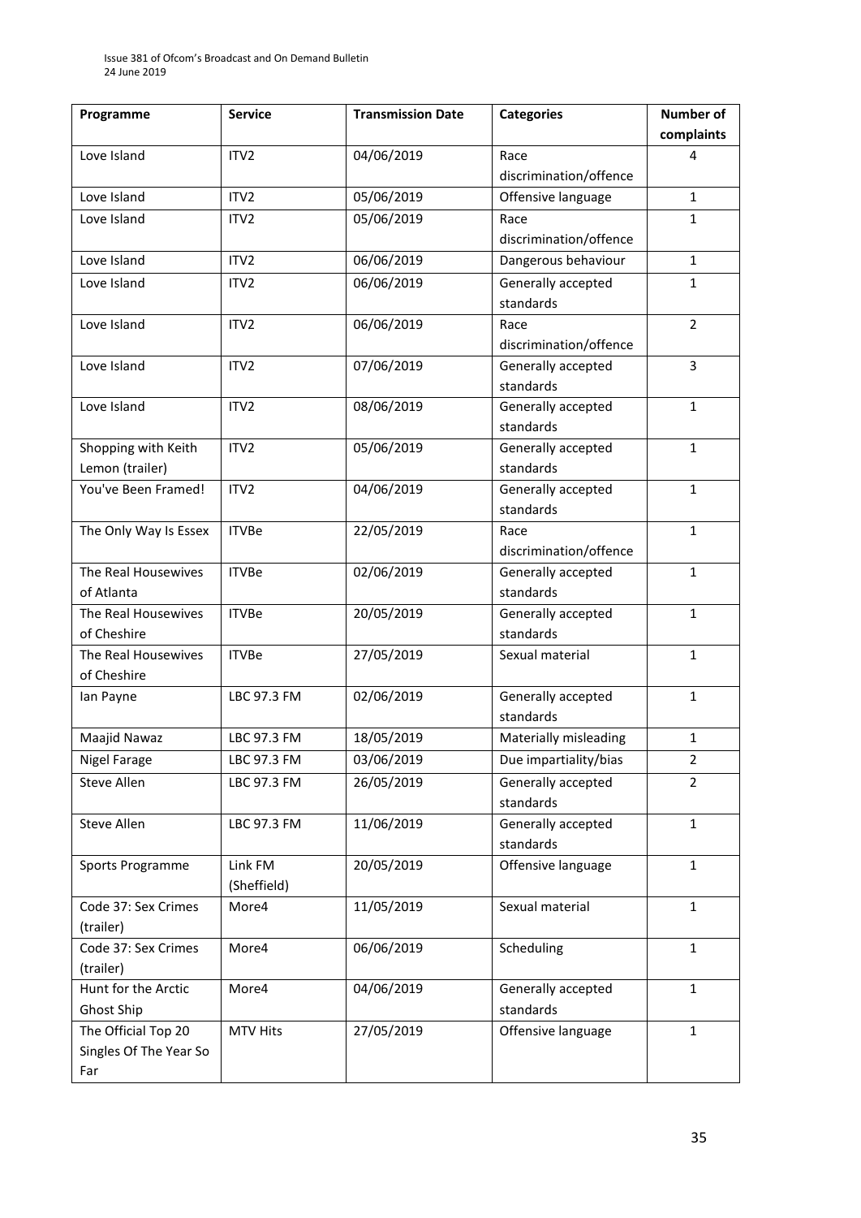| Programme | Service | Transmission Date | Categories | Number of complaints |
| --- | --- | --- | --- | --- |
| Love Island | ITV2 | 04/06/2019 | Race discrimination/offence | 4 |
| Love Island | ITV2 | 05/06/2019 | Offensive language | 1 |
| Love Island | ITV2 | 05/06/2019 | Race discrimination/offence | 1 |
| Love Island | ITV2 | 06/06/2019 | Dangerous behaviour | 1 |
| Love Island | ITV2 | 06/06/2019 | Generally accepted standards | 1 |
| Love Island | ITV2 | 06/06/2019 | Race discrimination/offence | 2 |
| Love Island | ITV2 | 07/06/2019 | Generally accepted standards | 3 |
| Love Island | ITV2 | 08/06/2019 | Generally accepted standards | 1 |
| Shopping with Keith Lemon (trailer) | ITV2 | 05/06/2019 | Generally accepted standards | 1 |
| You've Been Framed! | ITV2 | 04/06/2019 | Generally accepted standards | 1 |
| The Only Way Is Essex | ITVBe | 22/05/2019 | Race discrimination/offence | 1 |
| The Real Housewives of Atlanta | ITVBe | 02/06/2019 | Generally accepted standards | 1 |
| The Real Housewives of Cheshire | ITVBe | 20/05/2019 | Generally accepted standards | 1 |
| The Real Housewives of Cheshire | ITVBe | 27/05/2019 | Sexual material | 1 |
| Ian Payne | LBC 97.3 FM | 02/06/2019 | Generally accepted standards | 1 |
| Maajid Nawaz | LBC 97.3 FM | 18/05/2019 | Materially misleading | 1 |
| Nigel Farage | LBC 97.3 FM | 03/06/2019 | Due impartiality/bias | 2 |
| Steve Allen | LBC 97.3 FM | 26/05/2019 | Generally accepted standards | 2 |
| Steve Allen | LBC 97.3 FM | 11/06/2019 | Generally accepted standards | 1 |
| Sports Programme | Link FM (Sheffield) | 20/05/2019 | Offensive language | 1 |
| Code 37: Sex Crimes (trailer) | More4 | 11/05/2019 | Sexual material | 1 |
| Code 37: Sex Crimes (trailer) | More4 | 06/06/2019 | Scheduling | 1 |
| Hunt for the Arctic Ghost Ship | More4 | 04/06/2019 | Generally accepted standards | 1 |
| The Official Top 20 Singles Of The Year So Far | MTV Hits | 27/05/2019 | Offensive language | 1 |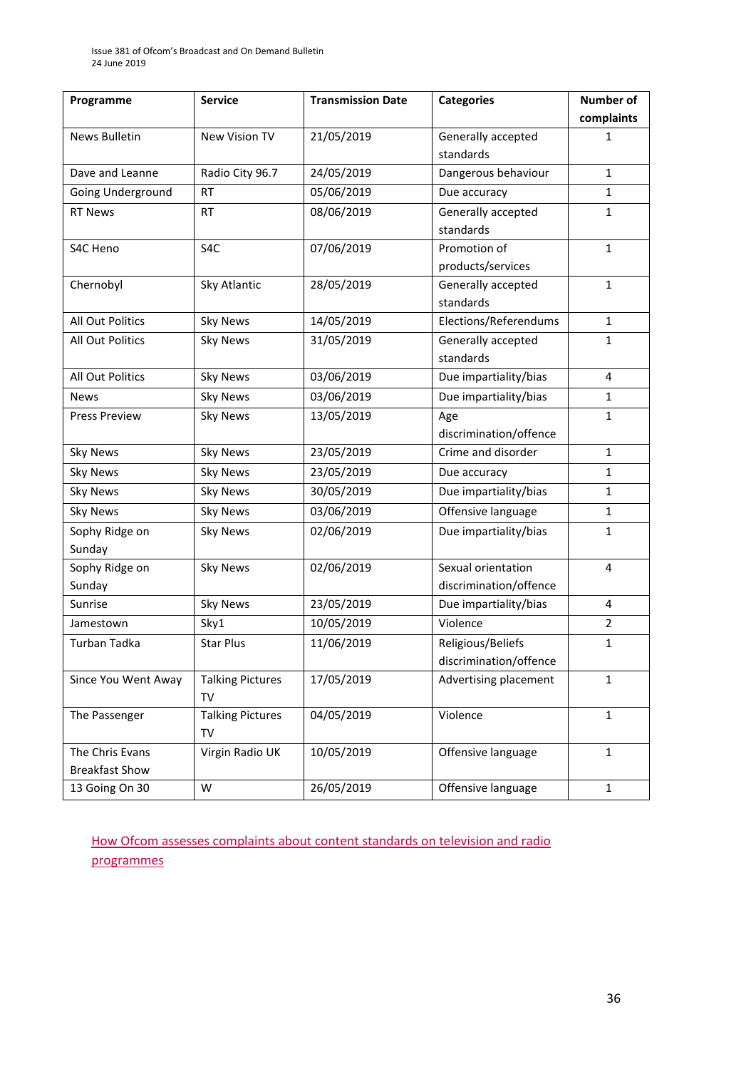| Programme | Service | Transmission Date | Categories | Number of complaints |
|---|---|---|---|---|
| News Bulletin | New Vision TV | 21/05/2019 | Generally accepted standards | 1 |
| Dave and Leanne | Radio City 96.7 | 24/05/2019 | Dangerous behaviour | 1 |
| Going Underground | RT | 05/06/2019 | Due accuracy | 1 |
| RT News | RT | 08/06/2019 | Generally accepted standards | 1 |
| S4C Heno | S4C | 07/06/2019 | Promotion of products/services | 1 |
| Chernobyl | Sky Atlantic | 28/05/2019 | Generally accepted standards | 1 |
| All Out Politics | Sky News | 14/05/2019 | Elections/Referendums | 1 |
| All Out Politics | Sky News | 31/05/2019 | Generally accepted standards | 1 |
| All Out Politics | Sky News | 03/06/2019 | Due impartiality/bias | 4 |
| News | Sky News | 03/06/2019 | Due impartiality/bias | 1 |
| Press Preview | Sky News | 13/05/2019 | Age discrimination/offence | 1 |
| Sky News | Sky News | 23/05/2019 | Crime and disorder | 1 |
| Sky News | Sky News | 23/05/2019 | Due accuracy | 1 |
| Sky News | Sky News | 30/05/2019 | Due impartiality/bias | 1 |
| Sky News | Sky News | 03/06/2019 | Offensive language | 1 |
| Sophy Ridge on Sunday | Sky News | 02/06/2019 | Due impartiality/bias | 1 |
| Sophy Ridge on Sunday | Sky News | 02/06/2019 | Sexual orientation discrimination/offence | 4 |
| Sunrise | Sky News | 23/05/2019 | Due impartiality/bias | 4 |
| Jamestown | Sky1 | 10/05/2019 | Violence | 2 |
| Turban Tadka | Star Plus | 11/06/2019 | Religious/Beliefs discrimination/offence | 1 |
| Since You Went Away | Talking Pictures TV | 17/05/2019 | Advertising placement | 1 |
| The Passenger | Talking Pictures TV | 04/05/2019 | Violence | 1 |
| The Chris Evans Breakfast Show | Virgin Radio UK | 10/05/2019 | Offensive language | 1 |
| 13 Going On 30 | W | 26/05/2019 | Offensive language | 1 |

How Ofcom assesses complaints about content standards on television and radio programmes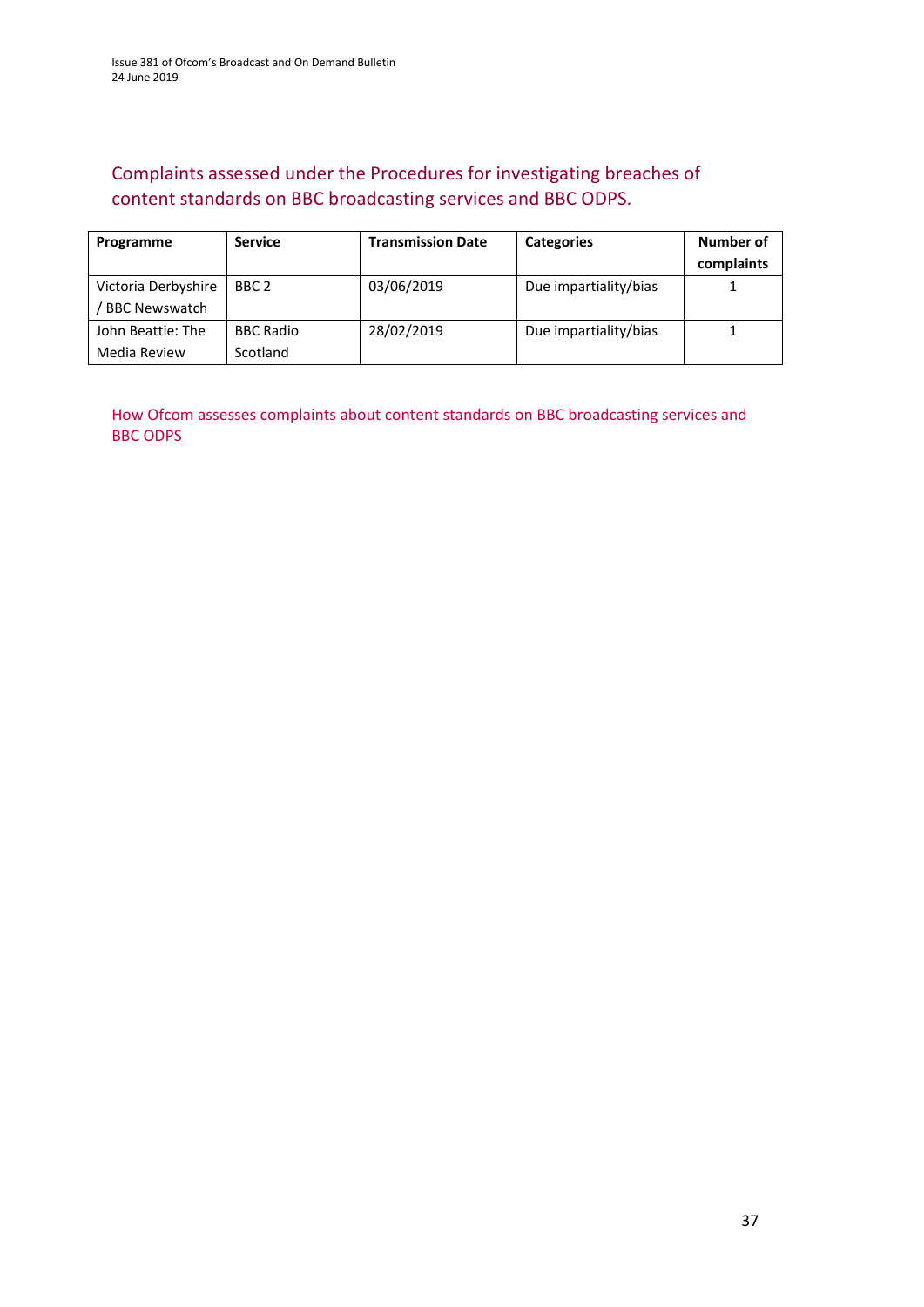## Complaints assessed under the Procedures for investigating breaches of content standards on BBC broadcasting services and BBC ODPS.

| Programme | Service | Transmission Date | Categories | Number of complaints |
|---|---|---|---|---|
| Victoria Derbyshire / BBC Newswatch | BBC 2 | 03/06/2019 | Due impartiality/bias | 1 |
| John Beattie: The Media Review | BBC Radio Scotland | 28/02/2019 | Due impartiality/bias | 1 |

How Ofcom assesses complaints about content standards on BBC broadcasting services and BBC ODPS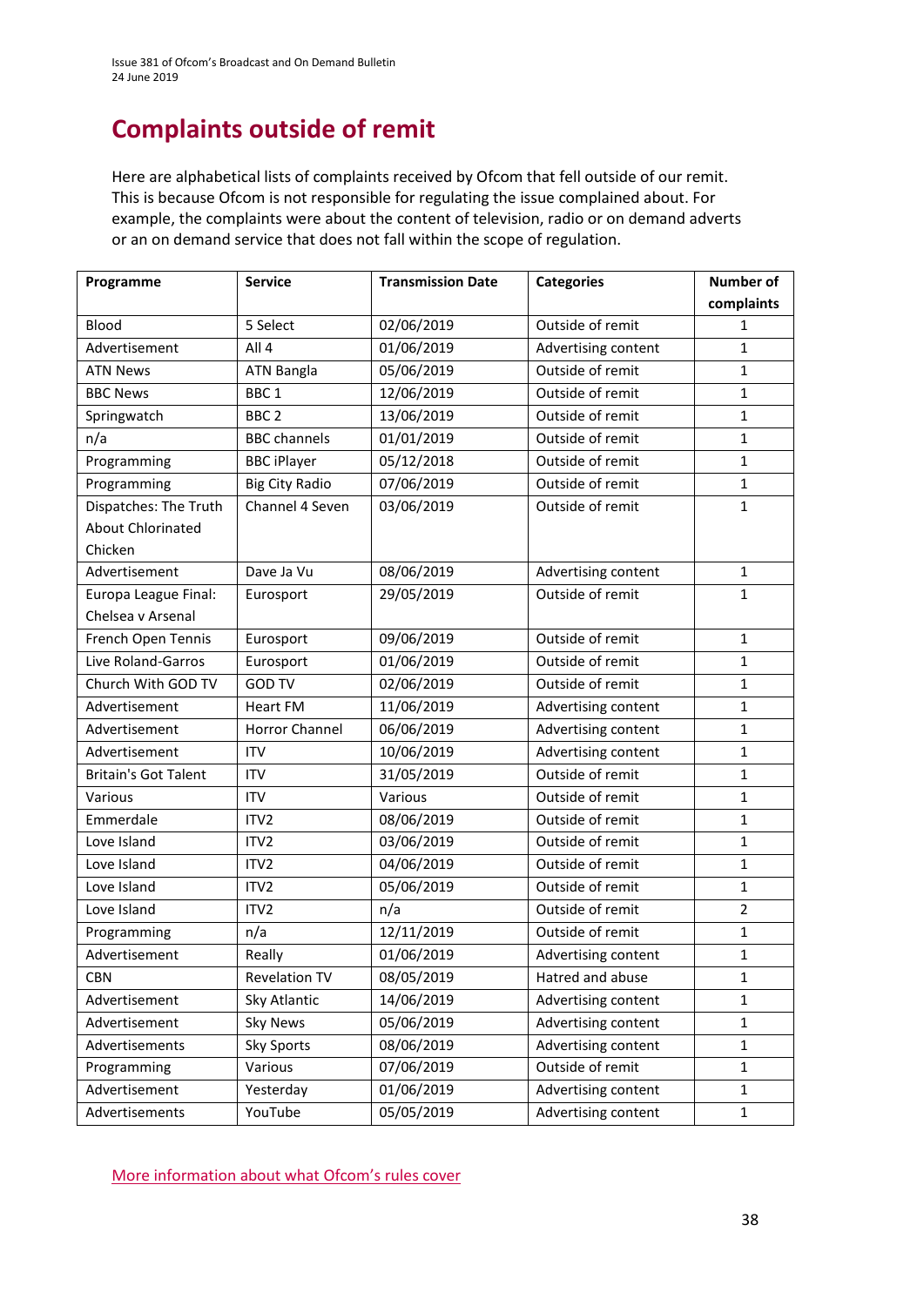# Complaints outside of remit

Here are alphabetical lists of complaints received by Ofcom that fell outside of our remit. This is because Ofcom is not responsible for regulating the issue complained about. For example, the complaints were about the content of television, radio or on demand adverts or an on demand service that does not fall within the scope of regulation.

| Programme | Service | Transmission Date | Categories | Number of complaints |
|---|---|---|---|---|
| Blood | 5 Select | 02/06/2019 | Outside of remit | 1 |
| Advertisement | All 4 | 01/06/2019 | Advertising content | 1 |
| ATN News | ATN Bangla | 05/06/2019 | Outside of remit | 1 |
| BBC News | BBC 1 | 12/06/2019 | Outside of remit | 1 |
| Springwatch | BBC 2 | 13/06/2019 | Outside of remit | 1 |
| n/a | BBC channels | 01/01/2019 | Outside of remit | 1 |
| Programming | BBC iPlayer | 05/12/2018 | Outside of remit | 1 |
| Programming | Big City Radio | 07/06/2019 | Outside of remit | 1 |
| Dispatches: The Truth About Chlorinated Chicken | Channel 4 Seven | 03/06/2019 | Outside of remit | 1 |
| Advertisement | Dave Ja Vu | 08/06/2019 | Advertising content | 1 |
| Europa League Final: Chelsea v Arsenal | Eurosport | 29/05/2019 | Outside of remit | 1 |
| French Open Tennis | Eurosport | 09/06/2019 | Outside of remit | 1 |
| Live Roland-Garros | Eurosport | 01/06/2019 | Outside of remit | 1 |
| Church With GOD TV | GOD TV | 02/06/2019 | Outside of remit | 1 |
| Advertisement | Heart FM | 11/06/2019 | Advertising content | 1 |
| Advertisement | Horror Channel | 06/06/2019 | Advertising content | 1 |
| Advertisement | ITV | 10/06/2019 | Advertising content | 1 |
| Britain's Got Talent | ITV | 31/05/2019 | Outside of remit | 1 |
| Various | ITV | Various | Outside of remit | 1 |
| Emmerdale | ITV2 | 08/06/2019 | Outside of remit | 1 |
| Love Island | ITV2 | 03/06/2019 | Outside of remit | 1 |
| Love Island | ITV2 | 04/06/2019 | Outside of remit | 1 |
| Love Island | ITV2 | 05/06/2019 | Outside of remit | 1 |
| Love Island | ITV2 | n/a | Outside of remit | 2 |
| Programming | n/a | 12/11/2019 | Outside of remit | 1 |
| Advertisement | Really | 01/06/2019 | Advertising content | 1 |
| CBN | Revelation TV | 08/05/2019 | Hatred and abuse | 1 |
| Advertisement | Sky Atlantic | 14/06/2019 | Advertising content | 1 |
| Advertisement | Sky News | 05/06/2019 | Advertising content | 1 |
| Advertisements | Sky Sports | 08/06/2019 | Advertising content | 1 |
| Programming | Various | 07/06/2019 | Outside of remit | 1 |
| Advertisement | Yesterday | 01/06/2019 | Advertising content | 1 |
| Advertisements | YouTube | 05/05/2019 | Advertising content | 1 |

More information about what Ofcom's rules cover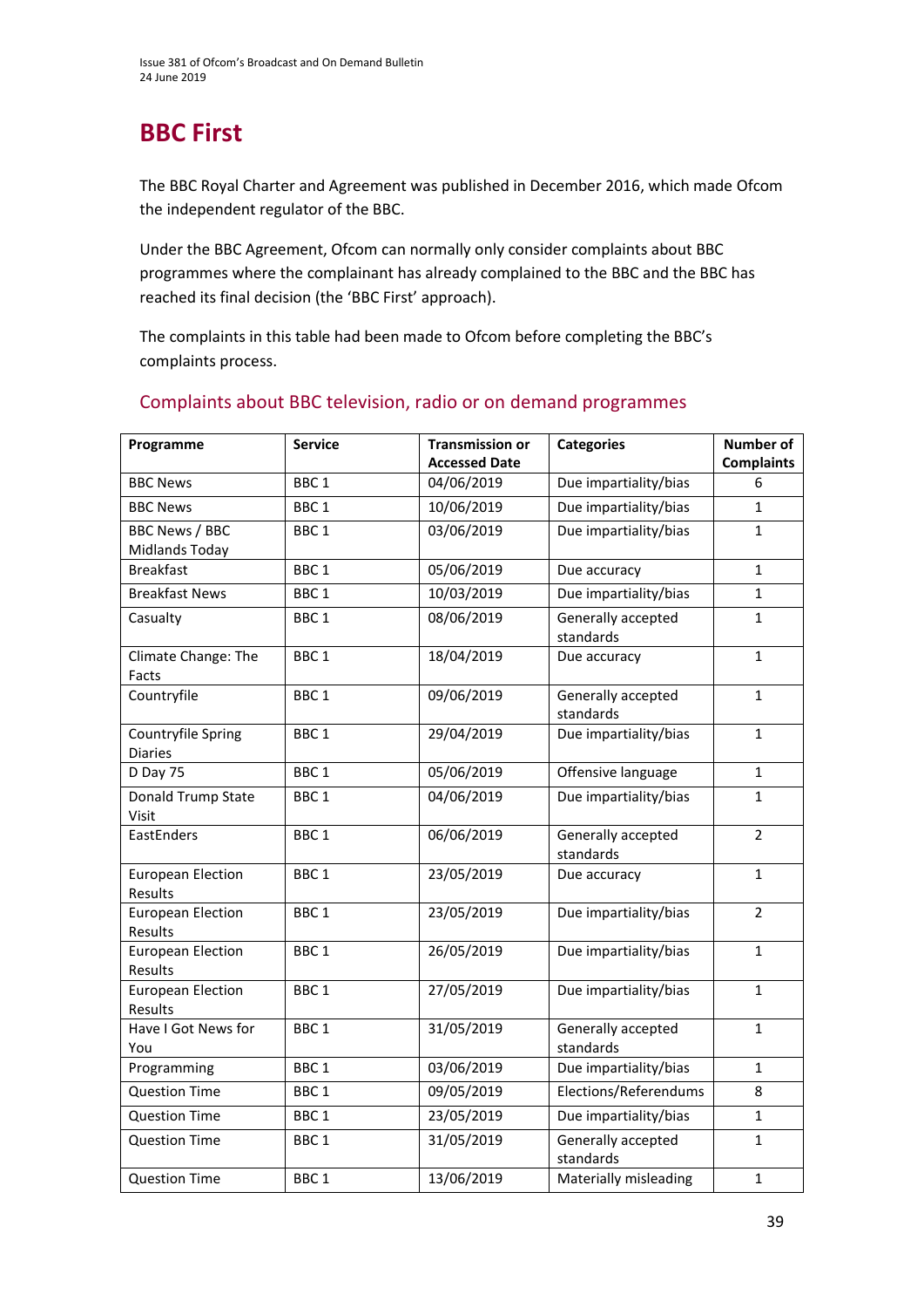# BBC First

The BBC Royal Charter and Agreement was published in December 2016, which made Ofcom the independent regulator of the BBC.

Under the BBC Agreement, Ofcom can normally only consider complaints about BBC programmes where the complainant has already complained to the BBC and the BBC has reached its final decision (the 'BBC First' approach).

The complaints in this table had been made to Ofcom before completing the BBC's complaints process.

## Complaints about BBC television, radio or on demand programmes

| Programme | Service | Transmission or Accessed Date | Categories | Number of Complaints |
|---|---|---|---|---|
| BBC News | BBC 1 | 04/06/2019 | Due impartiality/bias | 6 |
| BBC News | BBC 1 | 10/06/2019 | Due impartiality/bias | 1 |
| BBC News / BBC Midlands Today | BBC 1 | 03/06/2019 | Due impartiality/bias | 1 |
| Breakfast | BBC 1 | 05/06/2019 | Due accuracy | 1 |
| Breakfast News | BBC 1 | 10/03/2019 | Due impartiality/bias | 1 |
| Casualty | BBC 1 | 08/06/2019 | Generally accepted standards | 1 |
| Climate Change: The Facts | BBC 1 | 18/04/2019 | Due accuracy | 1 |
| Countryfile | BBC 1 | 09/06/2019 | Generally accepted standards | 1 |
| Countryfile Spring Diaries | BBC 1 | 29/04/2019 | Due impartiality/bias | 1 |
| D Day 75 | BBC 1 | 05/06/2019 | Offensive language | 1 |
| Donald Trump State Visit | BBC 1 | 04/06/2019 | Due impartiality/bias | 1 |
| EastEnders | BBC 1 | 06/06/2019 | Generally accepted standards | 2 |
| European Election Results | BBC 1 | 23/05/2019 | Due accuracy | 1 |
| European Election Results | BBC 1 | 23/05/2019 | Due impartiality/bias | 2 |
| European Election Results | BBC 1 | 26/05/2019 | Due impartiality/bias | 1 |
| European Election Results | BBC 1 | 27/05/2019 | Due impartiality/bias | 1 |
| Have I Got News for You | BBC 1 | 31/05/2019 | Generally accepted standards | 1 |
| Programming | BBC 1 | 03/06/2019 | Due impartiality/bias | 1 |
| Question Time | BBC 1 | 09/05/2019 | Elections/Referendums | 8 |
| Question Time | BBC 1 | 23/05/2019 | Due impartiality/bias | 1 |
| Question Time | BBC 1 | 31/05/2019 | Generally accepted standards | 1 |
| Question Time | BBC 1 | 13/06/2019 | Materially misleading | 1 |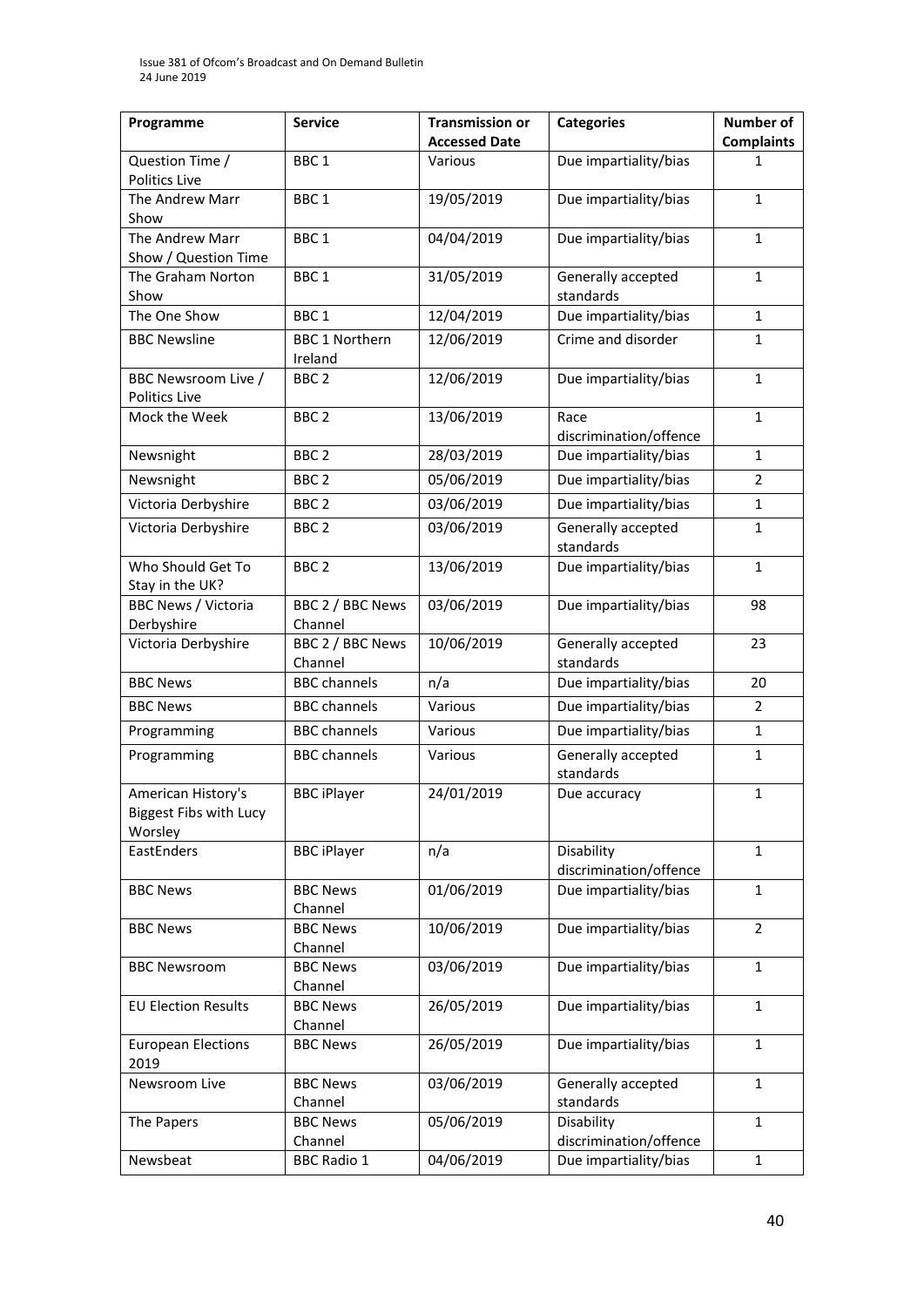| Programme | Service | Transmission or Accessed Date | Categories | Number of Complaints |
|---|---|---|---|---|
| Question Time / Politics Live | BBC 1 | Various | Due impartiality/bias | 1 |
| The Andrew Marr Show | BBC 1 | 19/05/2019 | Due impartiality/bias | 1 |
| The Andrew Marr Show / Question Time | BBC 1 | 04/04/2019 | Due impartiality/bias | 1 |
| The Graham Norton Show | BBC 1 | 31/05/2019 | Generally accepted standards | 1 |
| The One Show | BBC 1 | 12/04/2019 | Due impartiality/bias | 1 |
| BBC Newsline | BBC 1 Northern Ireland | 12/06/2019 | Crime and disorder | 1 |
| BBC Newsroom Live / Politics Live | BBC 2 | 12/06/2019 | Due impartiality/bias | 1 |
| Mock the Week | BBC 2 | 13/06/2019 | Race discrimination/offence | 1 |
| Newsnight | BBC 2 | 28/03/2019 | Due impartiality/bias | 1 |
| Newsnight | BBC 2 | 05/06/2019 | Due impartiality/bias | 2 |
| Victoria Derbyshire | BBC 2 | 03/06/2019 | Due impartiality/bias | 1 |
| Victoria Derbyshire | BBC 2 | 03/06/2019 | Generally accepted standards | 1 |
| Who Should Get To Stay in the UK? | BBC 2 | 13/06/2019 | Due impartiality/bias | 1 |
| BBC News / Victoria Derbyshire | BBC 2 / BBC News Channel | 03/06/2019 | Due impartiality/bias | 98 |
| Victoria Derbyshire | BBC 2 / BBC News Channel | 10/06/2019 | Generally accepted standards | 23 |
| BBC News | BBC channels | n/a | Due impartiality/bias | 20 |
| BBC News | BBC channels | Various | Due impartiality/bias | 2 |
| Programming | BBC channels | Various | Due impartiality/bias | 1 |
| Programming | BBC channels | Various | Generally accepted standards | 1 |
| American History's Biggest Fibs with Lucy Worsley | BBC iPlayer | 24/01/2019 | Due accuracy | 1 |
| EastEnders | BBC iPlayer | n/a | Disability discrimination/offence | 1 |
| BBC News | BBC News Channel | 01/06/2019 | Due impartiality/bias | 1 |
| BBC News | BBC News Channel | 10/06/2019 | Due impartiality/bias | 2 |
| BBC Newsroom | BBC News Channel | 03/06/2019 | Due impartiality/bias | 1 |
| EU Election Results | BBC News Channel | 26/05/2019 | Due impartiality/bias | 1 |
| European Elections 2019 | BBC News | 26/05/2019 | Due impartiality/bias | 1 |
| Newsroom Live | BBC News Channel | 03/06/2019 | Generally accepted standards | 1 |
| The Papers | BBC News Channel | 05/06/2019 | Disability discrimination/offence | 1 |
| Newsbeat | BBC Radio 1 | 04/06/2019 | Due impartiality/bias | 1 |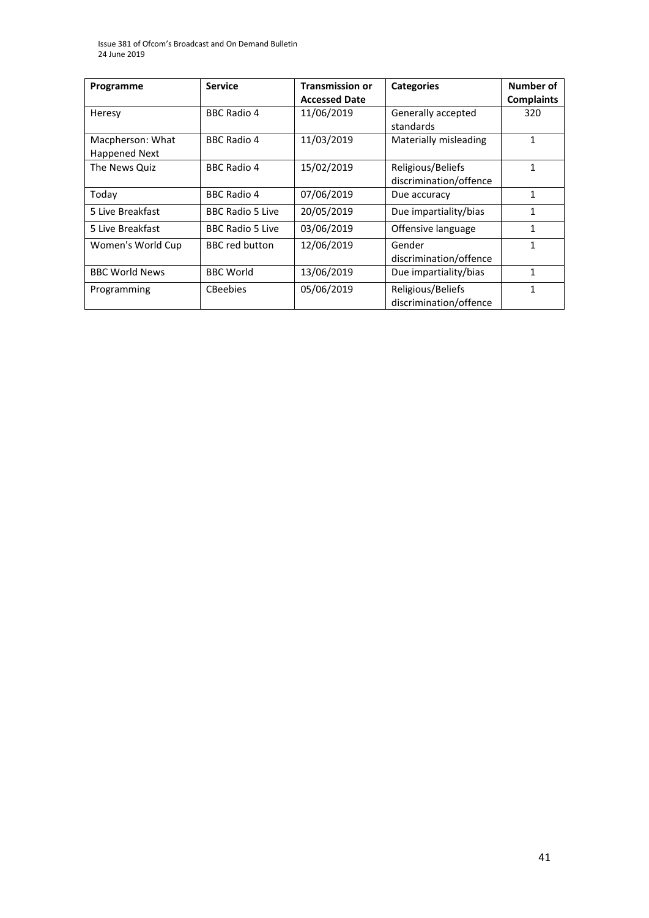| Programme | Service | Transmission or Accessed Date | Categories | Number of Complaints |
|---|---|---|---|---|
| Heresy | BBC Radio 4 | 11/06/2019 | Generally accepted standards | 320 |
| Macpherson: What Happened Next | BBC Radio 4 | 11/03/2019 | Materially misleading | 1 |
| The News Quiz | BBC Radio 4 | 15/02/2019 | Religious/Beliefs discrimination/offence | 1 |
| Today | BBC Radio 4 | 07/06/2019 | Due accuracy | 1 |
| 5 Live Breakfast | BBC Radio 5 Live | 20/05/2019 | Due impartiality/bias | 1 |
| 5 Live Breakfast | BBC Radio 5 Live | 03/06/2019 | Offensive language | 1 |
| Women's World Cup | BBC red button | 12/06/2019 | Gender discrimination/offence | 1 |
| BBC World News | BBC World | 13/06/2019 | Due impartiality/bias | 1 |
| Programming | CBeebies | 05/06/2019 | Religious/Beliefs discrimination/offence | 1 |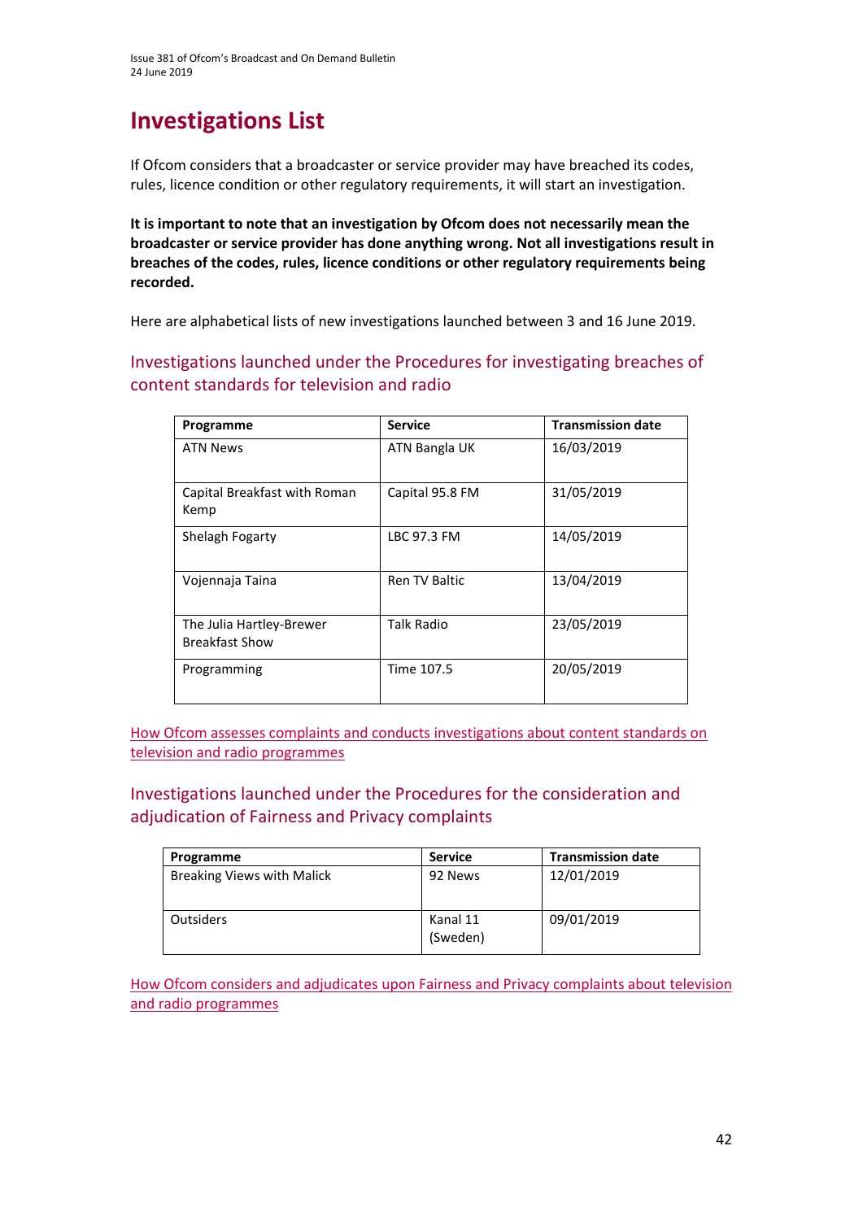# Investigations List

If Ofcom considers that a broadcaster or service provider may have breached its codes, rules, licence condition or other regulatory requirements, it will start an investigation.

**It is important to note that an investigation by Ofcom does not necessarily mean the broadcaster or service provider has done anything wrong. Not all investigations result in breaches of the codes, rules, licence conditions or other regulatory requirements being recorded.**

Here are alphabetical lists of new investigations launched between 3 and 16 June 2019.

## Investigations launched under the Procedures for investigating breaches of content standards for television and radio

| Programme | Service | Transmission date |
| --- | --- | --- |
| ATN News | ATN Bangla UK | 16/03/2019 |
| Capital Breakfast with Roman Kemp | Capital 95.8 FM | 31/05/2019 |
| Shelagh Fogarty | LBC 97.3 FM | 14/05/2019 |
| Vojennaja Taina | Ren TV Baltic | 13/04/2019 |
| The Julia Hartley-Brewer Breakfast Show | Talk Radio | 23/05/2019 |
| Programming | Time 107.5 | 20/05/2019 |

How Ofcom assesses complaints and conducts investigations about content standards on television and radio programmes

## Investigations launched under the Procedures for the consideration and adjudication of Fairness and Privacy complaints

| Programme | Service | Transmission date |
| --- | --- | --- |
| Breaking Views with Malick | 92 News | 12/01/2019 |
| Outsiders | Kanal 11 (Sweden) | 09/01/2019 |

How Ofcom considers and adjudicates upon Fairness and Privacy complaints about television and radio programmes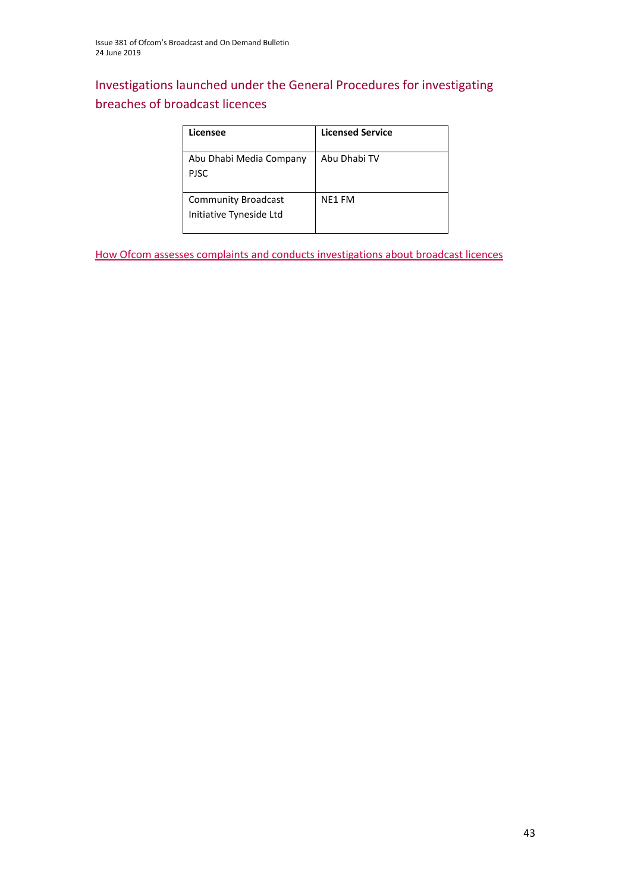## Investigations launched under the General Procedures for investigating breaches of broadcast licences

| Licensee | Licensed Service |
| --- | --- |
| Abu Dhabi Media Company PJSC | Abu Dhabi TV |
| Community Broadcast Initiative Tyneside Ltd | NE1 FM |

How Ofcom assesses complaints and conducts investigations about broadcast licences